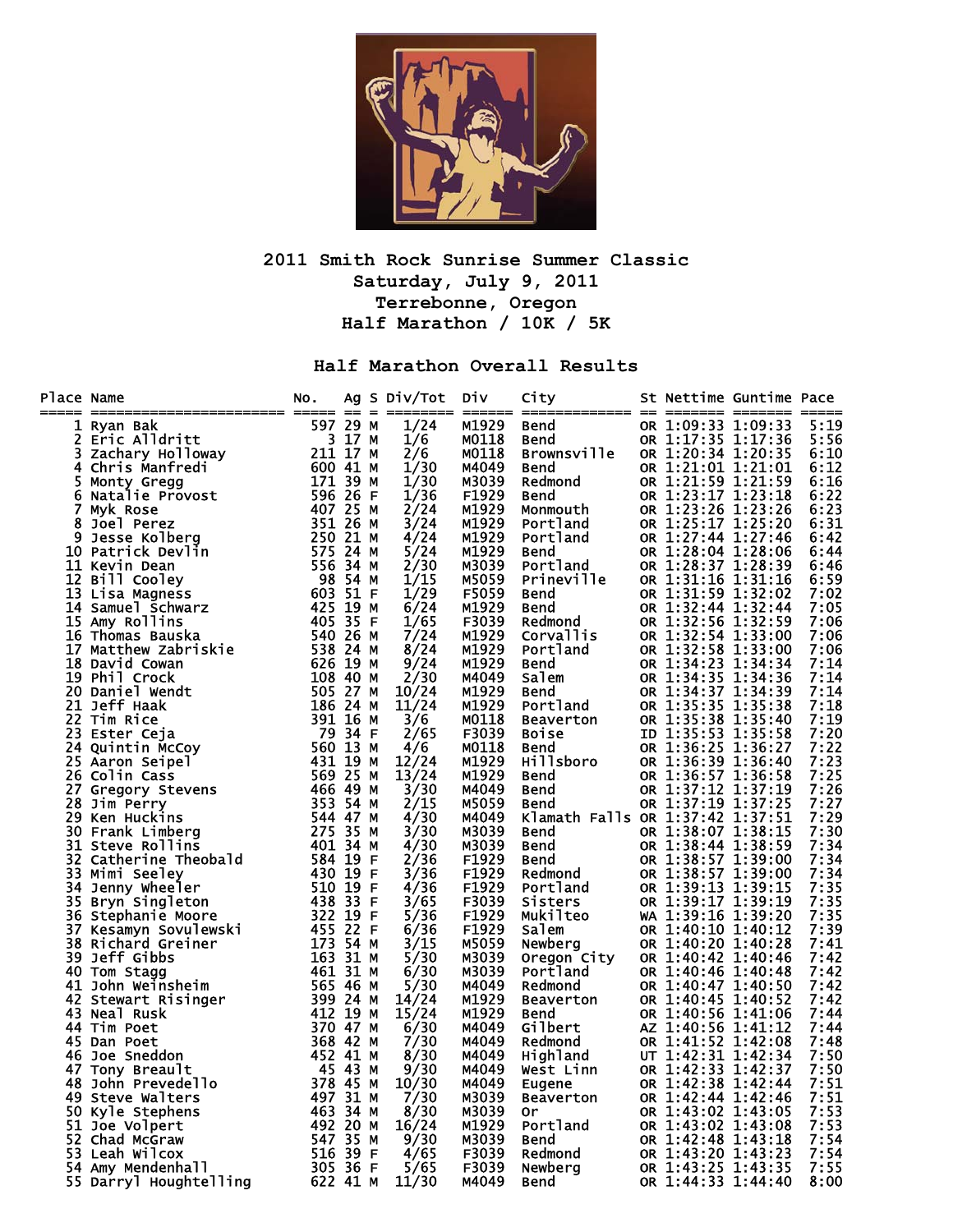# 2011 Smith Rock Sunrise Summer Classic

**Saturday, July 9, 2011**
**Terrebonne, Oregon**
**Half Marathon / 10K / 5K**

## Half Marathon Overall Results

| Place | Name | No. | Ag | S | Div/Tot | Div | City | St | Nettime | Guntime | Pace |
|---|---|---|---|---|---|---|---|---|---|---|---|
| 1 | Ryan Bak | 597 | 29 | M | 1/24 | M1929 | Bend | OR | 1:09:33 | 1:09:33 | 5:19 |
| 2 | Eric Alldritt | 3 | 17 | M | 1/6 | M0118 | Bend | OR | 1:17:35 | 1:17:36 | 5:56 |
| 3 | Zachary Holloway | 211 | 17 | M | 2/6 | M0118 | Brownsville | OR | 1:20:34 | 1:20:35 | 6:10 |
| 4 | Chris Manfredi | 600 | 41 | M | 1/30 | M4049 | Bend | OR | 1:21:01 | 1:21:01 | 6:12 |
| 5 | Monty Gregg | 171 | 39 | M | 1/30 | M3039 | Redmond | OR | 1:21:59 | 1:21:59 | 6:16 |
| 6 | Natalie Provost | 596 | 26 | F | 1/36 | F1929 | Bend | OR | 1:23:17 | 1:23:18 | 6:22 |
| 7 | Myk Rose | 407 | 25 | M | 2/24 | M1929 | Monmouth | OR | 1:23:26 | 1:23:26 | 6:23 |
| 8 | Joel Perez | 351 | 26 | M | 3/24 | M1929 | Portland | OR | 1:25:17 | 1:25:20 | 6:31 |
| 9 | Jesse Kolberg | 250 | 21 | M | 4/24 | M1929 | Portland | OR | 1:27:44 | 1:27:46 | 6:42 |
| 10 | Patrick Devlin | 575 | 24 | M | 5/24 | M1929 | Bend | OR | 1:28:04 | 1:28:06 | 6:44 |
| 11 | Kevin Dean | 556 | 34 | M | 2/30 | M3039 | Portland | OR | 1:28:37 | 1:28:39 | 6:46 |
| 12 | Bill Cooley | 98 | 54 | M | 1/15 | M5059 | Prineville | OR | 1:31:16 | 1:31:16 | 6:59 |
| 13 | Lisa Magness | 603 | 51 | F | 1/29 | F5059 | Bend | OR | 1:31:59 | 1:32:02 | 7:02 |
| 14 | Samuel Schwarz | 425 | 19 | M | 6/24 | M1929 | Bend | OR | 1:32:44 | 1:32:44 | 7:05 |
| 15 | Amy Rollins | 405 | 35 | F | 1/65 | F3039 | Redmond | OR | 1:32:56 | 1:32:59 | 7:06 |
| 16 | Thomas Bauska | 540 | 26 | M | 7/24 | M1929 | Corvallis | OR | 1:32:54 | 1:33:00 | 7:06 |
| 17 | Matthew Zabriskie | 538 | 24 | M | 8/24 | M1929 | Portland | OR | 1:32:58 | 1:33:00 | 7:06 |
| 18 | David Cowan | 626 | 19 | M | 9/24 | M1929 | Bend | OR | 1:34:23 | 1:34:34 | 7:14 |
| 19 | Phil Crock | 108 | 40 | M | 2/30 | M4049 | Salem | OR | 1:34:35 | 1:34:36 | 7:14 |
| 20 | Daniel Wendt | 505 | 27 | M | 10/24 | M1929 | Bend | OR | 1:34:37 | 1:34:39 | 7:14 |
| 21 | Jeff Haak | 186 | 24 | M | 11/24 | M1929 | Portland | OR | 1:35:35 | 1:35:38 | 7:18 |
| 22 | Tim Rice | 391 | 16 | M | 3/6 | M0118 | Beaverton | OR | 1:35:38 | 1:35:40 | 7:19 |
| 23 | Ester Ceja | 79 | 34 | F | 2/65 | F3039 | Boise | ID | 1:35:53 | 1:35:58 | 7:20 |
| 24 | Quintin McCoy | 560 | 13 | M | 4/6 | M0118 | Bend | OR | 1:36:25 | 1:36:27 | 7:22 |
| 25 | Aaron Seipel | 431 | 19 | M | 12/24 | M1929 | Hillsboro | OR | 1:36:39 | 1:36:40 | 7:23 |
| 26 | Colin Cass | 569 | 25 | M | 13/24 | M1929 | Bend | OR | 1:36:57 | 1:36:58 | 7:25 |
| 27 | Gregory Stevens | 466 | 49 | M | 3/30 | M4049 | Bend | OR | 1:37:12 | 1:37:19 | 7:26 |
| 28 | Jim Perry | 353 | 54 | M | 2/15 | M5059 | Bend | OR | 1:37:19 | 1:37:25 | 7:27 |
| 29 | Ken Huckins | 544 | 47 | M | 4/30 | M4049 | Klamath Falls | OR | 1:37:42 | 1:37:51 | 7:29 |
| 30 | Frank Limberg | 275 | 35 | M | 3/30 | M3039 | Bend | OR | 1:38:07 | 1:38:15 | 7:30 |
| 31 | Steve Rollins | 401 | 34 | M | 4/30 | M3039 | Bend | OR | 1:38:44 | 1:38:59 | 7:34 |
| 32 | Catherine Theobald | 584 | 19 | F | 2/36 | F1929 | Bend | OR | 1:38:57 | 1:39:00 | 7:34 |
| 33 | Mimi Seeley | 430 | 19 | F | 3/36 | F1929 | Redmond | OR | 1:38:57 | 1:39:00 | 7:34 |
| 34 | Jenny Wheeler | 510 | 19 | F | 4/36 | F1929 | Portland | OR | 1:39:13 | 1:39:15 | 7:35 |
| 35 | Bryn Singleton | 438 | 33 | F | 3/65 | F3039 | Sisters | OR | 1:39:17 | 1:39:19 | 7:35 |
| 36 | Stephanie Moore | 322 | 19 | F | 5/36 | F1929 | Mukilteo | WA | 1:39:16 | 1:39:20 | 7:35 |
| 37 | Kesamyn Sovulewski | 455 | 22 | F | 6/36 | F1929 | Salem | OR | 1:40:10 | 1:40:12 | 7:39 |
| 38 | Richard Greiner | 173 | 54 | M | 3/15 | M5059 | Newberg | OR | 1:40:20 | 1:40:28 | 7:41 |
| 39 | Jeff Gibbs | 163 | 31 | M | 5/30 | M3039 | Oregon City | OR | 1:40:42 | 1:40:46 | 7:42 |
| 40 | Tom Stagg | 461 | 31 | M | 6/30 | M3039 | Portland | OR | 1:40:46 | 1:40:48 | 7:42 |
| 41 | John Weinsheim | 565 | 46 | M | 5/30 | M4049 | Redmond | OR | 1:40:47 | 1:40:50 | 7:42 |
| 42 | Stewart Risinger | 399 | 24 | M | 14/24 | M1929 | Beaverton | OR | 1:40:45 | 1:40:52 | 7:42 |
| 43 | Neal Rusk | 412 | 19 | M | 15/24 | M1929 | Bend | OR | 1:40:56 | 1:41:06 | 7:44 |
| 44 | Tim Poet | 370 | 47 | M | 6/30 | M4049 | Gilbert | AZ | 1:40:56 | 1:41:12 | 7:44 |
| 45 | Dan Poet | 368 | 42 | M | 7/30 | M4049 | Redmond | OR | 1:41:52 | 1:42:08 | 7:48 |
| 46 | Joe Sneddon | 452 | 41 | M | 8/30 | M4049 | Highland | UT | 1:42:31 | 1:42:34 | 7:50 |
| 47 | Tony Breault | 45 | 43 | M | 9/30 | M4049 | West Linn | OR | 1:42:33 | 1:42:37 | 7:50 |
| 48 | John Prevedello | 378 | 45 | M | 10/30 | M4049 | Eugene | OR | 1:42:38 | 1:42:44 | 7:51 |
| 49 | Steve Walters | 497 | 31 | M | 7/30 | M3039 | Beaverton | OR | 1:42:44 | 1:42:46 | 7:51 |
| 50 | Kyle Stephens | 463 | 34 | M | 8/30 | M3039 | Or | OR | 1:43:02 | 1:43:05 | 7:53 |
| 51 | Joe Volpert | 492 | 20 | M | 16/24 | M1929 | Portland | OR | 1:43:02 | 1:43:08 | 7:53 |
| 52 | Chad McGraw | 547 | 35 | M | 9/30 | M3039 | Bend | OR | 1:42:48 | 1:43:18 | 7:54 |
| 53 | Leah Wilcox | 516 | 39 | F | 4/65 | F3039 | Redmond | OR | 1:43:20 | 1:43:23 | 7:54 |
| 54 | Amy Mendenhall | 305 | 36 | F | 5/65 | F3039 | Newberg | OR | 1:43:25 | 1:43:35 | 7:55 |
| 55 | Darryl Houghtelling | 622 | 41 | M | 11/30 | M4049 | Bend | OR | 1:44:33 | 1:44:40 | 8:00 |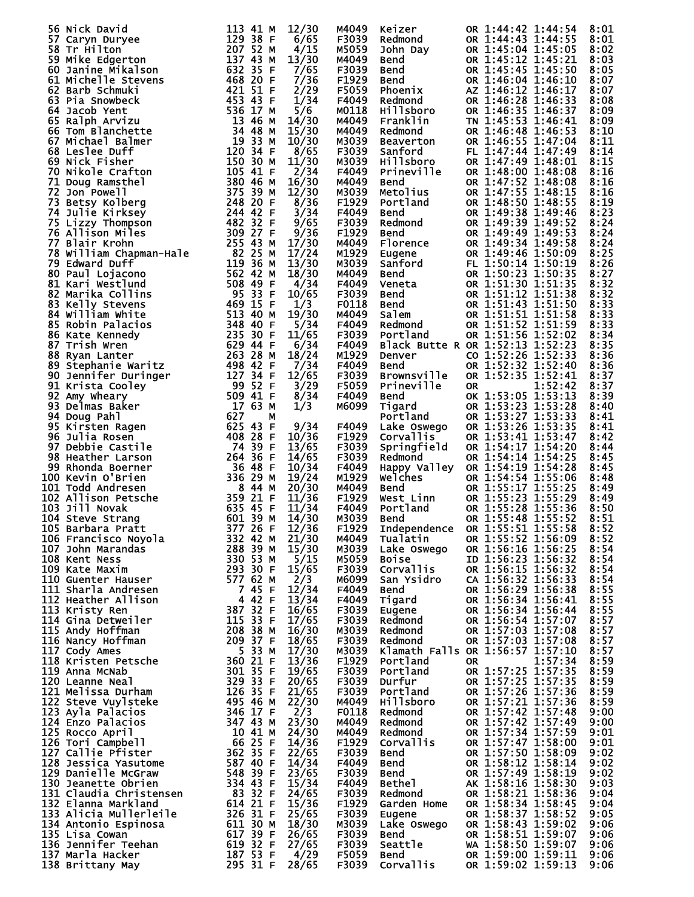| Place | Name | Bib | Age | Sex | Div Place | Division | City | State | Chip Time | Gun Time | Pace |
|---|---|---|---|---|---|---|---|---|---|---|---|
| 56 | Nick David | 113 | 41 | M | 12/30 | M4049 | Keizer | OR | 1:44:42 | 1:44:54 | 8:01 |
| 57 | Caryn Duryee | 129 | 38 | F | 6/65 | F3039 | Redmond | OR | 1:44:43 | 1:44:55 | 8:01 |
| 58 | Tr Hilton | 207 | 52 | M | 4/15 | M5059 | John Day | OR | 1:45:04 | 1:45:05 | 8:02 |
| 59 | Mike Edgerton | 137 | 43 | M | 13/30 | M4049 | Bend | OR | 1:45:12 | 1:45:21 | 8:03 |
| 60 | Janine Mikalson | 632 | 35 | F | 7/65 | F3039 | Bend | OR | 1:45:45 | 1:45:50 | 8:05 |
| 61 | Michelle Stevens | 468 | 20 | F | 7/36 | F1929 | Bend | OR | 1:46:04 | 1:46:10 | 8:07 |
| 62 | Barb Schmuki | 421 | 51 | F | 2/29 | F5059 | Phoenix | AZ | 1:46:12 | 1:46:17 | 8:07 |
| 63 | Pia Snowbeck | 453 | 43 | F | 1/34 | F4049 | Redmond | OR | 1:46:28 | 1:46:33 | 8:08 |
| 64 | Jacob Yent | 536 | 17 | M | 5/6 | M0118 | Hillsboro | OR | 1:46:35 | 1:46:37 | 8:09 |
| 65 | Ralph Arvizu | 13 | 46 | M | 14/30 | M4049 | Franklin | TN | 1:45:53 | 1:46:41 | 8:09 |
| 66 | Tom Blanchette | 34 | 48 | M | 15/30 | M4049 | Redmond | OR | 1:46:48 | 1:46:53 | 8:10 |
| 67 | Michael Balmer | 19 | 33 | M | 10/30 | M3039 | Beaverton | OR | 1:46:55 | 1:47:04 | 8:11 |
| 68 | Leslee Duff | 120 | 34 | F | 8/65 | F3039 | Sanford | FL | 1:47:44 | 1:47:49 | 8:14 |
| 69 | Nick Fisher | 150 | 30 | M | 11/30 | M3039 | Hillsboro | OR | 1:47:49 | 1:48:01 | 8:15 |
| 70 | Nikole Crafton | 105 | 41 | F | 2/34 | F4049 | Prineville | OR | 1:48:00 | 1:48:08 | 8:16 |
| 71 | Doug Ramsthel | 380 | 46 | M | 16/30 | M4049 | Bend | OR | 1:47:52 | 1:48:08 | 8:16 |
| 72 | Jon Powell | 375 | 39 | M | 12/30 | M3039 | Metolius | OR | 1:47:55 | 1:48:15 | 8:16 |
| 73 | Betsy Kolberg | 248 | 20 | F | 8/36 | F1929 | Portland | OR | 1:48:50 | 1:48:55 | 8:19 |
| 74 | Julie Kirksey | 244 | 42 | F | 3/34 | F4049 | Bend | OR | 1:49:38 | 1:49:46 | 8:23 |
| 75 | Lizzy Thompson | 482 | 32 | F | 9/65 | F3039 | Redmond | OR | 1:49:39 | 1:49:52 | 8:24 |
| 76 | Allison Miles | 309 | 27 | F | 9/36 | F1929 | Bend | OR | 1:49:49 | 1:49:53 | 8:24 |
| 77 | Blair Krohn | 255 | 43 | M | 17/30 | M4049 | Florence | OR | 1:49:34 | 1:49:58 | 8:24 |
| 78 | William Chapman-Hale | 82 | 25 | M | 17/24 | M1929 | Eugene | OR | 1:49:46 | 1:50:09 | 8:25 |
| 79 | Edward Duff | 119 | 36 | M | 13/30 | M3039 | Sanford | FL | 1:50:14 | 1:50:19 | 8:26 |
| 80 | Paul Lojacono | 562 | 42 | M | 18/30 | M4049 | Bend | OR | 1:50:23 | 1:50:35 | 8:27 |
| 81 | Kari Westlund | 508 | 49 | F | 4/34 | F4049 | Veneta | OR | 1:51:30 | 1:51:35 | 8:32 |
| 82 | Marika Collins | 95 | 33 | F | 10/65 | F3039 | Bend | OR | 1:51:12 | 1:51:38 | 8:32 |
| 83 | Kelly Stevens | 469 | 15 | F | 1/3 | F0118 | Bend | OR | 1:51:43 | 1:51:50 | 8:33 |
| 84 | William White | 513 | 40 | M | 19/30 | M4049 | Salem | OR | 1:51:51 | 1:51:58 | 8:33 |
| 85 | Robin Palacios | 348 | 40 | F | 5/34 | F4049 | Redmond | OR | 1:51:52 | 1:51:59 | 8:33 |
| 86 | Kate Kennedy | 235 | 30 | F | 11/65 | F3039 | Portland | OR | 1:51:56 | 1:52:02 | 8:34 |
| 87 | Trish Wren | 629 | 44 | F | 6/34 | F4049 | Black Butte R | OR | 1:52:13 | 1:52:23 | 8:35 |
| 88 | Ryan Lanter | 263 | 28 | M | 18/24 | M1929 | Denver | CO | 1:52:26 | 1:52:33 | 8:36 |
| 89 | Stephanie Waritz | 498 | 42 | F | 7/34 | F4049 | Bend | OR | 1:52:32 | 1:52:40 | 8:36 |
| 90 | Jennifer Duringer | 127 | 34 | F | 12/65 | F3039 | Brownsville | OR | 1:52:35 | 1:52:41 | 8:37 |
| 91 | Krista Cooley | 99 | 52 | F | 3/29 | F5059 | Prineville | OR | | 1:52:42 | 8:37 |
| 92 | Amy Wheary | 509 | 41 | F | 8/34 | F4049 | Bend | OK | 1:53:05 | 1:53:13 | 8:39 |
| 93 | Delmas Baker | 17 | 63 | M | 1/3 | M6099 | Tigard | OR | 1:53:23 | 1:53:28 | 8:40 |
| 94 | Doug Pahl | 627 | | M | | | Portland | OR | 1:53:27 | 1:53:33 | 8:41 |
| 95 | Kirsten Ragen | 625 | 43 | F | 9/34 | F4049 | Lake Oswego | OR | 1:53:26 | 1:53:35 | 8:41 |
| 96 | Julia Rosen | 408 | 28 | F | 10/36 | F1929 | Corvallis | OR | 1:53:41 | 1:53:47 | 8:42 |
| 97 | Debbie Castile | 74 | 39 | F | 13/65 | F3039 | Springfield | OR | 1:54:17 | 1:54:20 | 8:44 |
| 98 | Heather Larson | 264 | 36 | F | 14/65 | F3039 | Redmond | OR | 1:54:14 | 1:54:25 | 8:45 |
| 99 | Rhonda Boerner | 36 | 48 | F | 10/34 | F4049 | Happy Valley | OR | 1:54:19 | 1:54:28 | 8:45 |
| 100 | Kevin O'Brien | 336 | 29 | M | 19/24 | M1929 | Welches | OR | 1:54:54 | 1:55:06 | 8:48 |
| 101 | Todd Andresen | 8 | 44 | M | 20/30 | M4049 | Bend | OR | 1:55:17 | 1:55:25 | 8:49 |
| 102 | Allison Petsche | 359 | 21 | F | 11/36 | F1929 | West Linn | OR | 1:55:23 | 1:55:29 | 8:49 |
| 103 | Jill Novak | 635 | 45 | F | 11/34 | F4049 | Portland | OR | 1:55:28 | 1:55:36 | 8:50 |
| 104 | Steve Strang | 601 | 39 | M | 14/30 | M3039 | Bend | OR | 1:55:48 | 1:55:52 | 8:51 |
| 105 | Barbara Pratt | 377 | 26 | F | 12/36 | F1929 | Independence | OR | 1:55:51 | 1:55:58 | 8:52 |
| 106 | Francisco Noyola | 332 | 42 | M | 21/30 | M4049 | Tualatin | OR | 1:55:52 | 1:56:09 | 8:52 |
| 107 | John Marandas | 288 | 39 | M | 15/30 | M3039 | Lake Oswego | OR | 1:56:16 | 1:56:25 | 8:54 |
| 108 | Kent Ness | 330 | 53 | M | 5/15 | M5059 | Boise | ID | 1:56:23 | 1:56:32 | 8:54 |
| 109 | Kate Maxim | 293 | 30 | F | 15/65 | F3039 | Corvallis | OR | 1:56:15 | 1:56:32 | 8:54 |
| 110 | Guenter Hauser | 577 | 62 | M | 2/3 | M6099 | San Ysidro | CA | 1:56:32 | 1:56:33 | 8:54 |
| 111 | Sharla Andresen | 7 | 45 | F | 12/34 | F4049 | Bend | OR | 1:56:29 | 1:56:38 | 8:55 |
| 112 | Heather Allison | 4 | 42 | F | 13/34 | F4049 | Tigard | OR | 1:56:34 | 1:56:41 | 8:55 |
| 113 | Kristy Ren | 387 | 32 | F | 16/65 | F3039 | Eugene | OR | 1:56:34 | 1:56:44 | 8:55 |
| 114 | Gina Detweiler | 115 | 33 | F | 17/65 | F3039 | Redmond | OR | 1:56:54 | 1:57:07 | 8:57 |
| 115 | Andy Hoffman | 208 | 38 | M | 16/30 | M3039 | Redmond | OR | 1:57:03 | 1:57:08 | 8:57 |
| 116 | Nancy Hoffman | 209 | 37 | F | 18/65 | F3039 | Redmond | OR | 1:57:03 | 1:57:08 | 8:57 |
| 117 | Cody Ames | 5 | 33 | M | 17/30 | M3039 | Klamath Falls | OR | 1:56:57 | 1:57:10 | 8:57 |
| 118 | Kristen Petsche | 360 | 21 | F | 13/36 | F1929 | Portland | OR | | 1:57:34 | 8:59 |
| 119 | Anna McNab | 301 | 35 | F | 19/65 | F3039 | Portland | OR | 1:57:25 | 1:57:35 | 8:59 |
| 120 | Leanne Neal | 329 | 33 | F | 20/65 | F3039 | Durfur | OR | 1:57:25 | 1:57:35 | 8:59 |
| 121 | Melissa Durham | 126 | 35 | F | 21/65 | F3039 | Portland | OR | 1:57:26 | 1:57:36 | 8:59 |
| 122 | Steve Vuylsteke | 495 | 46 | M | 22/30 | M4049 | Hillsboro | OR | 1:57:21 | 1:57:36 | 8:59 |
| 123 | Ayla Palacios | 346 | 17 | F | 2/3 | F0118 | Redmond | OR | 1:57:42 | 1:57:48 | 9:00 |
| 124 | Enzo Palacios | 347 | 43 | M | 23/30 | M4049 | Redmond | OR | 1:57:42 | 1:57:49 | 9:00 |
| 125 | Rocco April | 10 | 41 | M | 24/30 | M4049 | Redmond | OR | 1:57:34 | 1:57:59 | 9:01 |
| 126 | Tori Campbell | 66 | 25 | F | 14/36 | F1929 | Corvallis | OR | 1:57:47 | 1:58:00 | 9:01 |
| 127 | Callie Pfister | 362 | 35 | F | 22/65 | F3039 | Bend | OR | 1:57:50 | 1:58:09 | 9:02 |
| 128 | Jessica Yasutome | 587 | 40 | F | 14/34 | F4049 | Bend | OR | 1:58:12 | 1:58:14 | 9:02 |
| 129 | Danielle McGraw | 548 | 39 | F | 23/65 | F3039 | Bend | OR | 1:57:49 | 1:58:19 | 9:02 |
| 130 | Jeanette Obrien | 334 | 43 | F | 15/34 | F4049 | Bethel | AK | 1:58:16 | 1:58:30 | 9:03 |
| 131 | Claudia Christensen | 83 | 32 | F | 24/65 | F3039 | Redmond | OR | 1:58:21 | 1:58:36 | 9:04 |
| 132 | Elanna Markland | 614 | 21 | F | 15/36 | F1929 | Garden Home | OR | 1:58:34 | 1:58:45 | 9:04 |
| 133 | Alicia Mullerleile | 326 | 31 | F | 25/65 | F3039 | Eugene | OR | 1:58:37 | 1:58:52 | 9:05 |
| 134 | Antonio Espinosa | 611 | 30 | M | 18/30 | M3039 | Lake Oswego | OR | 1:58:43 | 1:59:02 | 9:06 |
| 135 | Lisa Cowan | 617 | 39 | F | 26/65 | F3039 | Bend | OR | 1:58:51 | 1:59:07 | 9:06 |
| 136 | Jennifer Teehan | 619 | 32 | F | 27/65 | F3039 | Seattle | WA | 1:58:50 | 1:59:07 | 9:06 |
| 137 | Marla Hacker | 187 | 53 | F | 4/29 | F5059 | Bend | OR | 1:59:00 | 1:59:11 | 9:06 |
| 138 | Brittany May | 295 | 31 | F | 28/65 | F3039 | Corvallis | OR | 1:59:02 | 1:59:13 | 9:06 |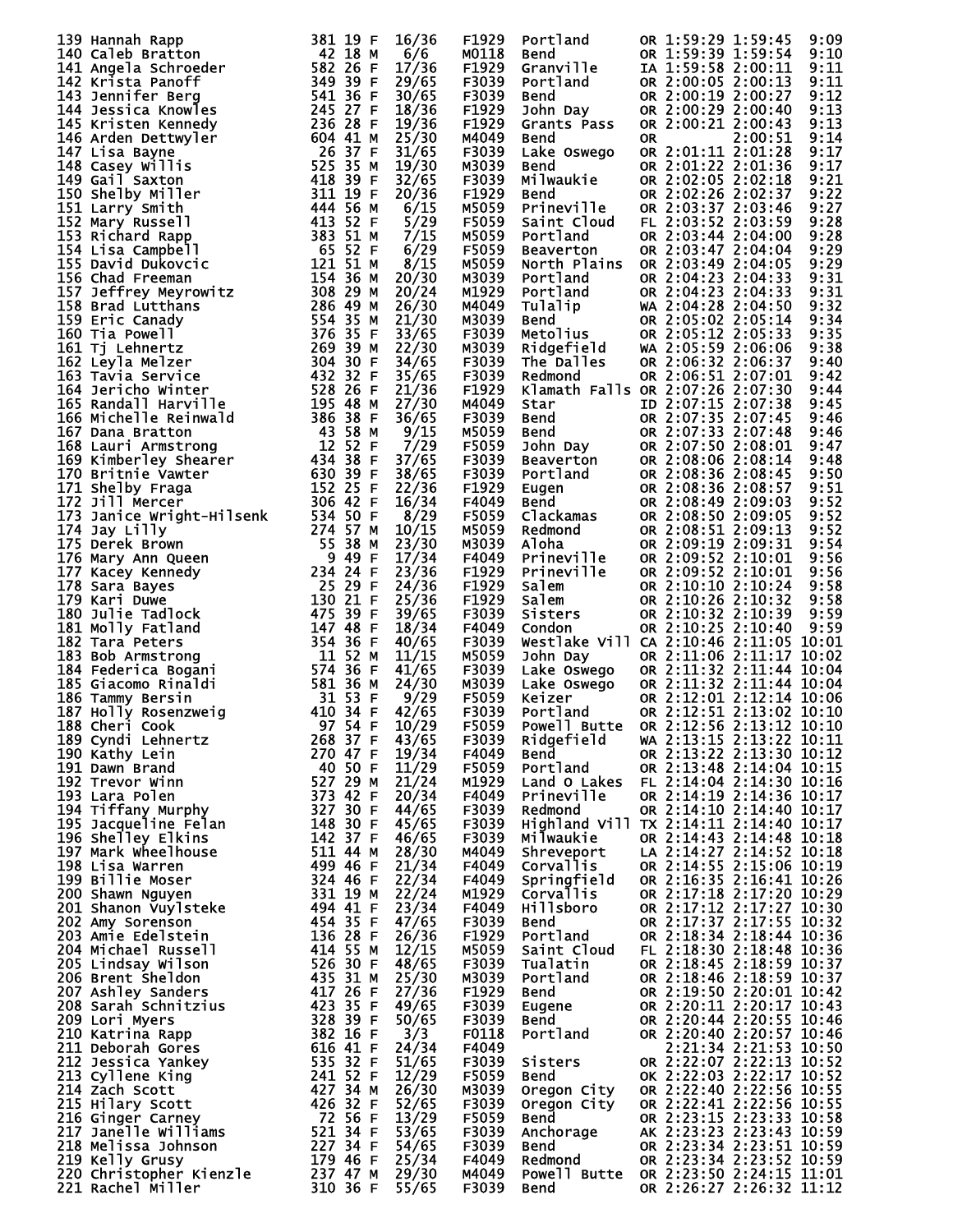| Place | Name | Bib | Age | Sex | Div Place | Division | City | State | Chip Time | Gun Time | Pace |
|---|---|---|---|---|---|---|---|---|---|---|---|
| 139 | Hannah Rapp | 381 | 19 | F | 16/36 | F1929 | Portland | OR | 1:59:29 | 1:59:45 | 9:09 |
| 140 | Caleb Bratton | 42 | 18 | M | 6/6 | M0118 | Bend | OR | 1:59:39 | 1:59:54 | 9:10 |
| 141 | Angela Schroeder | 582 | 26 | F | 17/36 | F1929 | Granville | IA | 1:59:58 | 2:00:11 | 9:11 |
| 142 | Krista Panoff | 349 | 39 | F | 29/65 | F3039 | Portland | OR | 2:00:05 | 2:00:13 | 9:11 |
| 143 | Jennifer Berg | 541 | 36 | F | 30/65 | F3039 | Bend | OR | 2:00:19 | 2:00:27 | 9:12 |
| 144 | Jessica Knowles | 245 | 27 | F | 18/36 | F1929 | John Day | OR | 2:00:29 | 2:00:40 | 9:13 |
| 145 | Kristen Kennedy | 236 | 28 | F | 19/36 | F1929 | Grants Pass | OR | 2:00:21 | 2:00:43 | 9:13 |
| 146 | Arden Dettwyler | 604 | 41 | M | 25/30 | M4049 | Bend | OR | | 2:00:51 | 9:14 |
| 147 | Lisa Bayne | 26 | 37 | F | 31/65 | F3039 | Lake Oswego | OR | 2:01:11 | 2:01:28 | 9:17 |
| 148 | Casey Willis | 525 | 35 | M | 19/30 | M3039 | Bend | OR | 2:01:22 | 2:01:36 | 9:17 |
| 149 | Gail Saxton | 418 | 39 | F | 32/65 | F3039 | Milwaukie | OR | 2:02:05 | 2:02:18 | 9:21 |
| 150 | Shelby Miller | 311 | 19 | F | 20/36 | F1929 | Bend | OR | 2:02:26 | 2:02:37 | 9:22 |
| 151 | Larry Smith | 444 | 56 | M | 6/15 | M5059 | Prineville | OR | 2:03:37 | 2:03:46 | 9:27 |
| 152 | Mary Russell | 413 | 52 | F | 5/29 | F5059 | Saint Cloud | FL | 2:03:52 | 2:03:59 | 9:28 |
| 153 | Richard Rapp | 383 | 51 | M | 7/15 | M5059 | Portland | OR | 2:03:44 | 2:04:00 | 9:28 |
| 154 | Lisa Campbell | 65 | 52 | F | 6/29 | F5059 | Beaverton | OR | 2:03:47 | 2:04:04 | 9:29 |
| 155 | David Dukovcic | 121 | 51 | M | 8/15 | M5059 | North Plains | OR | 2:03:49 | 2:04:05 | 9:29 |
| 156 | Chad Freeman | 154 | 36 | M | 20/30 | M3039 | Portland | OR | 2:04:23 | 2:04:33 | 9:31 |
| 157 | Jeffrey Meyrowitz | 308 | 29 | M | 20/24 | M1929 | Portland | OR | 2:04:23 | 2:04:33 | 9:31 |
| 158 | Brad Lutthans | 286 | 49 | M | 26/30 | M4049 | Tulalip | WA | 2:04:28 | 2:04:50 | 9:32 |
| 159 | Eric Canady | 554 | 35 | M | 21/30 | M3039 | Bend | OR | 2:05:02 | 2:05:14 | 9:34 |
| 160 | Tia Powell | 376 | 35 | F | 33/65 | F3039 | Metolius | OR | 2:05:12 | 2:05:33 | 9:35 |
| 161 | Tj Lehnertz | 269 | 39 | M | 22/30 | M3039 | Ridgefield | WA | 2:05:59 | 2:06:06 | 9:38 |
| 162 | Leyla Melzer | 304 | 30 | F | 34/65 | F3039 | The Dalles | OR | 2:06:32 | 2:06:37 | 9:40 |
| 163 | Tavia Service | 432 | 32 | F | 35/65 | F3039 | Redmond | OR | 2:06:51 | 2:07:01 | 9:42 |
| 164 | Jericho Winter | 528 | 26 | F | 21/36 | F1929 | Klamath Falls | OR | 2:07:26 | 2:07:30 | 9:44 |
| 165 | Randall Harville | 195 | 48 | M | 27/30 | M4049 | Star | ID | 2:07:15 | 2:07:38 | 9:45 |
| 166 | Michelle Reinwald | 386 | 38 | F | 36/65 | F3039 | Bend | OR | 2:07:35 | 2:07:45 | 9:46 |
| 167 | Dana Bratton | 43 | 58 | M | 9/15 | M5059 | Bend | OR | 2:07:33 | 2:07:48 | 9:46 |
| 168 | Lauri Armstrong | 12 | 52 | F | 7/29 | F5059 | John Day | OR | 2:07:50 | 2:08:01 | 9:47 |
| 169 | Kimberley Shearer | 434 | 38 | F | 37/65 | F3039 | Beaverton | OR | 2:08:06 | 2:08:14 | 9:48 |
| 170 | Britnie Vawter | 630 | 39 | F | 38/65 | F3039 | Portland | OR | 2:08:36 | 2:08:45 | 9:50 |
| 171 | Shelby Fraga | 152 | 25 | F | 22/36 | F1929 | Eugen | OR | 2:08:36 | 2:08:57 | 9:51 |
| 172 | Jill Mercer | 306 | 42 | F | 16/34 | F4049 | Bend | OR | 2:08:49 | 2:09:03 | 9:52 |
| 173 | Janice Wright-Hilsenk | 534 | 50 | F | 8/29 | F5059 | Clackamas | OR | 2:08:50 | 2:09:05 | 9:52 |
| 174 | Jay Lilly | 274 | 57 | M | 10/15 | M5059 | Redmond | OR | 2:08:51 | 2:09:13 | 9:52 |
| 175 | Derek Brown | 55 | 38 | M | 23/30 | M3039 | Aloha | OR | 2:09:19 | 2:09:31 | 9:54 |
| 176 | Mary Ann Queen | 9 | 49 | F | 17/34 | F4049 | Prineville | OR | 2:09:52 | 2:10:01 | 9:56 |
| 177 | Kacey Kennedy | 234 | 24 | F | 23/36 | F1929 | Prineville | OR | 2:09:52 | 2:10:01 | 9:56 |
| 178 | Sara Bayes | 25 | 29 | F | 24/36 | F1929 | Salem | OR | 2:10:10 | 2:10:24 | 9:58 |
| 179 | Kari Duwe | 130 | 21 | F | 25/36 | F1929 | Salem | OR | 2:10:26 | 2:10:32 | 9:58 |
| 180 | Julie Tadlock | 475 | 39 | F | 39/65 | F3039 | Sisters | OR | 2:10:32 | 2:10:39 | 9:59 |
| 181 | Molly Fatland | 147 | 48 | F | 18/34 | F4049 | Condon | OR | 2:10:25 | 2:10:40 | 9:59 |
| 182 | Tara Peters | 354 | 36 | F | 40/65 | F3039 | Westlake Vill | CA | 2:10:46 | 2:11:05 | 10:01 |
| 183 | Bob Armstrong | 11 | 52 | M | 11/15 | M5059 | John Day | OR | 2:11:06 | 2:11:17 | 10:02 |
| 184 | Federica Bogani | 574 | 36 | F | 41/65 | F3039 | Lake Oswego | OR | 2:11:32 | 2:11:44 | 10:04 |
| 185 | Giacomo Rinaldi | 581 | 36 | M | 24/30 | M3039 | Lake Oswego | OR | 2:11:32 | 2:11:44 | 10:04 |
| 186 | Tammy Bersin | 31 | 53 | F | 9/29 | F5059 | Keizer | OR | 2:12:01 | 2:12:14 | 10:06 |
| 187 | Holly Rosenzweig | 410 | 34 | F | 42/65 | F3039 | Portland | OR | 2:12:51 | 2:13:02 | 10:10 |
| 188 | Cheri Cook | 97 | 54 | F | 10/29 | F5059 | Powell Butte | OR | 2:12:56 | 2:13:12 | 10:10 |
| 189 | Cyndi Lehnertz | 268 | 37 | F | 43/65 | F3039 | Ridgefield | WA | 2:13:15 | 2:13:22 | 10:11 |
| 190 | Kathy Lein | 270 | 47 | F | 19/34 | F4049 | Bend | OR | 2:13:22 | 2:13:30 | 10:12 |
| 191 | Dawn Brand | 40 | 50 | F | 11/29 | F5059 | Portland | OR | 2:13:48 | 2:14:04 | 10:15 |
| 192 | Trevor Winn | 527 | 29 | M | 21/24 | M1929 | Land O Lakes | FL | 2:14:04 | 2:14:30 | 10:16 |
| 193 | Lara Polen | 373 | 42 | F | 20/34 | F4049 | Prineville | OR | 2:14:19 | 2:14:36 | 10:17 |
| 194 | Tiffany Murphy | 327 | 30 | F | 44/65 | F3039 | Redmond | OR | 2:14:10 | 2:14:40 | 10:17 |
| 195 | Jacqueline Felan | 148 | 30 | F | 45/65 | F3039 | Highland Vill | TX | 2:14:11 | 2:14:40 | 10:17 |
| 196 | Shelley Elkins | 142 | 37 | F | 46/65 | F3039 | Milwaukie | OR | 2:14:43 | 2:14:48 | 10:18 |
| 197 | Mark Wheelhouse | 511 | 44 | M | 28/30 | M4049 | Shreveport | LA | 2:14:27 | 2:14:52 | 10:18 |
| 198 | Lisa Warren | 499 | 46 | F | 21/34 | F4049 | Corvallis | OR | 2:14:55 | 2:15:06 | 10:19 |
| 199 | Billie Moser | 324 | 46 | F | 22/34 | F4049 | Springfield | OR | 2:16:35 | 2:16:41 | 10:26 |
| 200 | Shawn Nguyen | 331 | 19 | M | 22/24 | M1929 | Corvallis | OR | 2:17:18 | 2:17:20 | 10:29 |
| 201 | Shanon Vuylsteke | 494 | 41 | F | 23/34 | F4049 | Hillsboro | OR | 2:17:12 | 2:17:27 | 10:30 |
| 202 | Amy Sorenson | 454 | 35 | F | 47/65 | F3039 | Bend | OR | 2:17:37 | 2:17:55 | 10:32 |
| 203 | Amie Edelstein | 136 | 28 | F | 26/36 | F1929 | Portland | OR | 2:18:34 | 2:18:44 | 10:36 |
| 204 | Michael Russell | 414 | 55 | M | 12/15 | M5059 | Saint Cloud | FL | 2:18:30 | 2:18:48 | 10:36 |
| 205 | Lindsay Wilson | 526 | 30 | F | 48/65 | F3039 | Tualatin | OR | 2:18:45 | 2:18:59 | 10:37 |
| 206 | Brent Sheldon | 435 | 31 | M | 25/30 | M3039 | Portland | OR | 2:18:46 | 2:18:59 | 10:37 |
| 207 | Ashley Sanders | 417 | 26 | F | 27/36 | F1929 | Bend | OR | 2:19:50 | 2:20:01 | 10:42 |
| 208 | Sarah Schnitzius | 423 | 35 | F | 49/65 | F3039 | Eugene | OR | 2:20:11 | 2:20:17 | 10:43 |
| 209 | Lori Myers | 328 | 39 | F | 50/65 | F3039 | Bend | OR | 2:20:44 | 2:20:55 | 10:46 |
| 210 | Katrina Rapp | 382 | 16 | F | 3/3 | F0118 | Portland | OR | 2:20:40 | 2:20:57 | 10:46 |
| 211 | Deborah Gores | 616 | 41 | F | 24/34 | F4049 | | | 2:21:34 | 2:21:53 | 10:50 |
| 212 | Jessica Yankey | 535 | 32 | F | 51/65 | F3039 | Sisters | OR | 2:22:07 | 2:22:13 | 10:52 |
| 213 | Cyllene King | 241 | 52 | F | 12/29 | F5059 | Bend | OK | 2:22:03 | 2:22:17 | 10:52 |
| 214 | Zach Scott | 427 | 34 | M | 26/30 | M3039 | Oregon City | OR | 2:22:40 | 2:22:56 | 10:55 |
| 215 | Hilary Scott | 426 | 32 | F | 52/65 | F3039 | Oregon City | OR | 2:22:41 | 2:22:56 | 10:55 |
| 216 | Ginger Carney | 72 | 56 | F | 13/29 | F5059 | Bend | OR | 2:23:15 | 2:23:33 | 10:58 |
| 217 | Janelle Williams | 521 | 34 | F | 53/65 | F3039 | Anchorage | AK | 2:23:23 | 2:23:43 | 10:59 |
| 218 | Melissa Johnson | 227 | 34 | F | 54/65 | F3039 | Bend | OR | 2:23:34 | 2:23:51 | 10:59 |
| 219 | Kelly Grusy | 179 | 46 | F | 25/34 | F4049 | Redmond | OR | 2:23:34 | 2:23:52 | 10:59 |
| 220 | Christopher Kienzle | 237 | 47 | M | 29/30 | M4049 | Powell Butte | OR | 2:23:50 | 2:24:15 | 11:01 |
| 221 | Rachel Miller | 310 | 36 | F | 55/65 | F3039 | Bend | OR | 2:26:27 | 2:26:32 | 11:12 |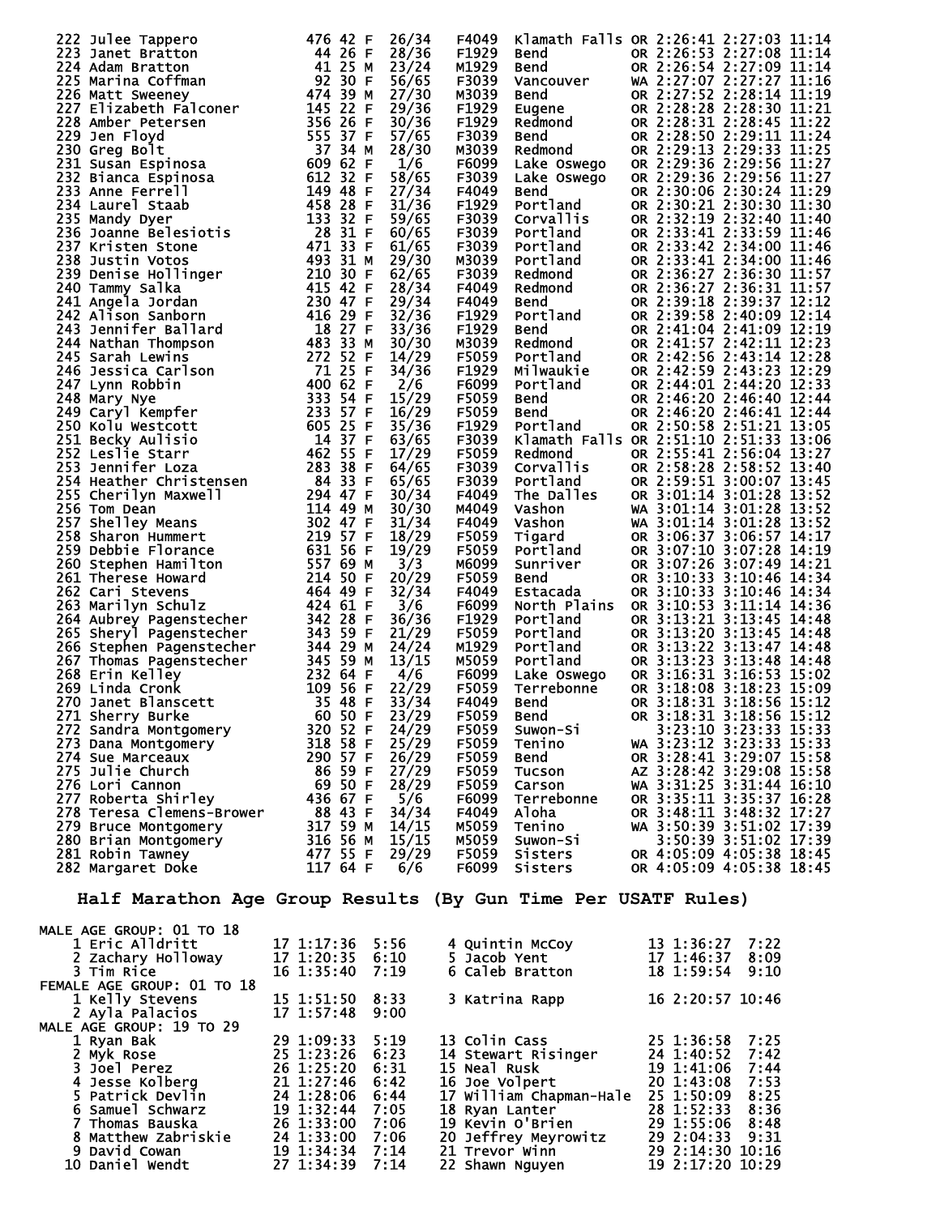| Place | Name | Bib | Age | Sex | Div Place | Div | City | State | Gun Time | Net Time | Pace |
|---|---|---|---|---|---|---|---|---|---|---|---|
| 222 | Julee Tappero | 476 | 42 | F | 26/34 | F4049 | Klamath Falls | OR | 2:26:41 | 2:27:03 | 11:14 |
| 223 | Janet Bratton | 44 | 26 | F | 28/36 | F1929 | Bend | OR | 2:26:53 | 2:27:08 | 11:14 |
| 224 | Adam Bratton | 41 | 25 | M | 23/24 | M1929 | Bend | OR | 2:26:54 | 2:27:09 | 11:14 |
| 225 | Marina Coffman | 92 | 30 | F | 56/65 | F3039 | Vancouver | WA | 2:27:07 | 2:27:27 | 11:16 |
| 226 | Matt Sweeney | 474 | 39 | M | 27/30 | M3039 | Bend | OR | 2:27:52 | 2:28:14 | 11:19 |
| 227 | Elizabeth Falconer | 145 | 22 | F | 29/36 | F1929 | Eugene | OR | 2:28:28 | 2:28:30 | 11:21 |
| 228 | Amber Petersen | 356 | 26 | F | 30/36 | F1929 | Redmond | OR | 2:28:31 | 2:28:45 | 11:22 |
| 229 | Jen Floyd | 555 | 37 | F | 57/65 | F3039 | Bend | OR | 2:28:50 | 2:29:11 | 11:24 |
| 230 | Greg Bolt | 37 | 34 | M | 28/30 | M3039 | Redmond | OR | 2:29:13 | 2:29:33 | 11:25 |
| 231 | Susan Espinosa | 609 | 62 | F | 1/6 | F6099 | Lake Oswego | OR | 2:29:36 | 2:29:56 | 11:27 |
| 232 | Bianca Espinosa | 612 | 32 | F | 58/65 | F3039 | Lake Oswego | OR | 2:29:36 | 2:29:56 | 11:27 |
| 233 | Anne Ferrell | 149 | 48 | F | 27/34 | F4049 | Bend | OR | 2:30:06 | 2:30:24 | 11:29 |
| 234 | Laurel Staab | 458 | 28 | F | 31/36 | F1929 | Portland | OR | 2:30:21 | 2:30:30 | 11:30 |
| 235 | Mandy Dyer | 133 | 32 | F | 59/65 | F3039 | Corvallis | OR | 2:32:19 | 2:32:40 | 11:40 |
| 236 | Joanne Belesiotis | 28 | 31 | F | 60/65 | F3039 | Portland | OR | 2:33:41 | 2:33:59 | 11:46 |
| 237 | Kristen Stone | 471 | 33 | F | 61/65 | F3039 | Portland | OR | 2:33:42 | 2:34:00 | 11:46 |
| 238 | Justin Votos | 493 | 31 | M | 29/30 | M3039 | Portland | OR | 2:33:41 | 2:34:00 | 11:46 |
| 239 | Denise Hollinger | 210 | 30 | F | 62/65 | F3039 | Redmond | OR | 2:36:27 | 2:36:30 | 11:57 |
| 240 | Tammy Salka | 415 | 42 | F | 28/34 | F4049 | Redmond | OR | 2:36:27 | 2:36:31 | 11:57 |
| 241 | Angela Jordan | 230 | 47 | F | 29/34 | F4049 | Bend | OR | 2:39:18 | 2:39:37 | 12:12 |
| 242 | Alison Sanborn | 416 | 29 | F | 32/36 | F1929 | Portland | OR | 2:39:58 | 2:40:09 | 12:14 |
| 243 | Jennifer Ballard | 18 | 27 | F | 33/36 | F1929 | Bend | OR | 2:41:04 | 2:41:09 | 12:19 |
| 244 | Nathan Thompson | 483 | 33 | M | 30/30 | M3039 | Redmond | OR | 2:41:57 | 2:42:11 | 12:23 |
| 245 | Sarah Lewins | 272 | 52 | F | 14/29 | F5059 | Portland | OR | 2:42:56 | 2:43:14 | 12:28 |
| 246 | Jessica Carlson | 71 | 25 | F | 34/36 | F1929 | Milwaukie | OR | 2:42:59 | 2:43:23 | 12:29 |
| 247 | Lynn Robbin | 400 | 62 | F | 2/6 | F6099 | Portland | OR | 2:44:01 | 2:44:20 | 12:33 |
| 248 | Mary Nye | 333 | 54 | F | 15/29 | F5059 | Bend | OR | 2:46:20 | 2:46:40 | 12:44 |
| 249 | Caryl Kempfer | 233 | 57 | F | 16/29 | F5059 | Bend | OR | 2:46:20 | 2:46:41 | 12:44 |
| 250 | Kolu Westcott | 605 | 25 | F | 35/36 | F1929 | Portland | OR | 2:50:58 | 2:51:21 | 13:05 |
| 251 | Becky Aulisio | 14 | 37 | F | 63/65 | F3039 | Klamath Falls | OR | 2:51:10 | 2:51:33 | 13:06 |
| 252 | Leslie Starr | 462 | 55 | F | 17/29 | F5059 | Redmond | OR | 2:55:41 | 2:56:04 | 13:27 |
| 253 | Jennifer Loza | 283 | 38 | F | 64/65 | F3039 | Corvallis | OR | 2:58:28 | 2:58:52 | 13:40 |
| 254 | Heather Christensen | 84 | 33 | F | 65/65 | F3039 | Portland | OR | 2:59:51 | 3:00:07 | 13:45 |
| 255 | Cherilyn Maxwell | 294 | 47 | F | 30/34 | F4049 | The Dalles | OR | 3:01:14 | 3:01:28 | 13:52 |
| 256 | Tom Dean | 114 | 49 | M | 30/30 | M4049 | Vashon | WA | 3:01:14 | 3:01:28 | 13:52 |
| 257 | Shelley Means | 302 | 47 | F | 31/34 | F4049 | Vashon | WA | 3:01:14 | 3:01:28 | 13:52 |
| 258 | Sharon Hummert | 219 | 57 | F | 18/29 | F5059 | Tigard | OR | 3:06:37 | 3:06:57 | 14:17 |
| 259 | Debbie Florance | 631 | 56 | F | 19/29 | F5059 | Portland | OR | 3:07:10 | 3:07:28 | 14:19 |
| 260 | Stephen Hamilton | 557 | 69 | M | 3/3 | M6099 | Sunriver | OR | 3:07:26 | 3:07:49 | 14:21 |
| 261 | Therese Howard | 214 | 50 | F | 20/29 | F5059 | Bend | OR | 3:10:33 | 3:10:46 | 14:34 |
| 262 | Cari Stevens | 464 | 49 | F | 32/34 | F4049 | Estacada | OR | 3:10:33 | 3:10:46 | 14:34 |
| 263 | Marilyn Schulz | 424 | 61 | F | 3/6 | F6099 | North Plains | OR | 3:10:53 | 3:11:14 | 14:36 |
| 264 | Aubrey Pagenstecher | 342 | 28 | F | 36/36 | F1929 | Portland | OR | 3:13:21 | 3:13:45 | 14:48 |
| 265 | Sheryl Pagenstecher | 343 | 59 | F | 21/29 | F5059 | Portland | OR | 3:13:20 | 3:13:45 | 14:48 |
| 266 | Stephen Pagenstecher | 344 | 29 | M | 24/24 | M1929 | Portland | OR | 3:13:22 | 3:13:47 | 14:48 |
| 267 | Thomas Pagenstecher | 345 | 59 | M | 13/15 | M5059 | Portland | OR | 3:13:23 | 3:13:48 | 14:48 |
| 268 | Erin Kelley | 232 | 64 | F | 4/6 | F6099 | Lake Oswego | OR | 3:16:31 | 3:16:53 | 15:02 |
| 269 | Linda Cronk | 109 | 56 | F | 22/29 | F5059 | Terrebonne | OR | 3:18:08 | 3:18:23 | 15:09 |
| 270 | Janet Blanscett | 35 | 48 | F | 33/34 | F4049 | Bend | OR | 3:18:31 | 3:18:56 | 15:12 |
| 271 | Sherry Burke | 60 | 50 | F | 23/29 | F5059 | Bend | OR | 3:18:31 | 3:18:56 | 15:12 |
| 272 | Sandra Montgomery | 320 | 52 | F | 24/29 | F5059 | Suwon-Si | | 3:23:10 | 3:23:33 | 15:33 |
| 273 | Dana Montgomery | 318 | 58 | F | 25/29 | F5059 | Tenino | WA | 3:23:12 | 3:23:33 | 15:33 |
| 274 | Sue Marceaux | 290 | 57 | F | 26/29 | F5059 | Bend | OR | 3:28:41 | 3:29:07 | 15:58 |
| 275 | Julie Church | 86 | 59 | F | 27/29 | F5059 | Tucson | AZ | 3:28:42 | 3:29:08 | 15:58 |
| 276 | Lori Cannon | 69 | 50 | F | 28/29 | F5059 | Carson | WA | 3:31:25 | 3:31:44 | 16:10 |
| 277 | Roberta Shirley | 436 | 67 | F | 5/6 | F6099 | Terrebonne | OR | 3:35:11 | 3:35:37 | 16:28 |
| 278 | Teresa Clemens-Brower | 88 | 43 | F | 34/34 | F4049 | Aloha | OR | 3:48:11 | 3:48:32 | 17:27 |
| 279 | Bruce Montgomery | 317 | 59 | M | 14/15 | M5059 | Tenino | WA | 3:50:39 | 3:51:02 | 17:39 |
| 280 | Brian Montgomery | 316 | 56 | M | 15/15 | M5059 | Suwon-Si | | 3:50:39 | 3:51:02 | 17:39 |
| 281 | Robin Tawney | 477 | 55 | F | 29/29 | F5059 | Sisters | OR | 4:05:09 | 4:05:38 | 18:45 |
| 282 | Margaret Doke | 117 | 64 | F | 6/6 | F6099 | Sisters | OR | 4:05:09 | 4:05:38 | 18:45 |

## Half Marathon Age Group Results (By Gun Time Per USATF Rules)

**MALE AGE GROUP: 01 TO 18**

| Place | Name | Age | Time | Pace |
|---|---|---|---|---|
| 1 | Eric Alldritt | 17 | 1:17:36 | 5:56 |
| 2 | Zachary Holloway | 17 | 1:20:35 | 6:10 |
| 3 | Tim Rice | 16 | 1:35:40 | 7:19 |
| 4 | Quintin McCoy | 13 | 1:36:27 | 7:22 |
| 5 | Jacob Yent | 17 | 1:46:37 | 8:09 |
| 6 | Caleb Bratton | 18 | 1:59:54 | 9:10 |

**FEMALE AGE GROUP: 01 TO 18**

| Place | Name | Age | Time | Pace |
|---|---|---|---|---|
| 1 | Kelly Stevens | 15 | 1:51:50 | 8:33 |
| 2 | Ayla Palacios | 17 | 1:57:48 | 9:00 |
| 3 | Katrina Rapp | 16 | 2:20:57 | 10:46 |

**MALE AGE GROUP: 19 TO 29**

| Place | Name | Age | Time | Pace |
|---|---|---|---|---|
| 1 | Ryan Bak | 29 | 1:09:33 | 5:19 |
| 2 | Myk Rose | 25 | 1:23:26 | 6:23 |
| 3 | Joel Perez | 26 | 1:25:20 | 6:31 |
| 4 | Jesse Kolberg | 21 | 1:27:46 | 6:42 |
| 5 | Patrick Devlin | 24 | 1:28:06 | 6:44 |
| 6 | Samuel Schwarz | 19 | 1:32:44 | 7:05 |
| 7 | Thomas Bauska | 26 | 1:33:00 | 7:06 |
| 8 | Matthew Zabriskie | 24 | 1:33:00 | 7:06 |
| 9 | David Cowan | 19 | 1:34:34 | 7:14 |
| 10 | Daniel Wendt | 27 | 1:34:39 | 7:14 |
| 13 | Colin Cass | 25 | 1:36:58 | 7:25 |
| 14 | Stewart Risinger | 24 | 1:40:52 | 7:42 |
| 15 | Neal Rusk | 19 | 1:41:06 | 7:44 |
| 16 | Joe Volpert | 20 | 1:43:08 | 7:53 |
| 17 | William Chapman-Hale | 25 | 1:50:09 | 8:25 |
| 18 | Ryan Lanter | 28 | 1:52:33 | 8:36 |
| 19 | Kevin O'Brien | 29 | 1:55:06 | 8:48 |
| 20 | Jeffrey Meyrowitz | 29 | 2:04:33 | 9:31 |
| 21 | Trevor Winn | 29 | 2:14:30 | 10:16 |
| 22 | Shawn Nguyen | 19 | 2:17:20 | 10:29 |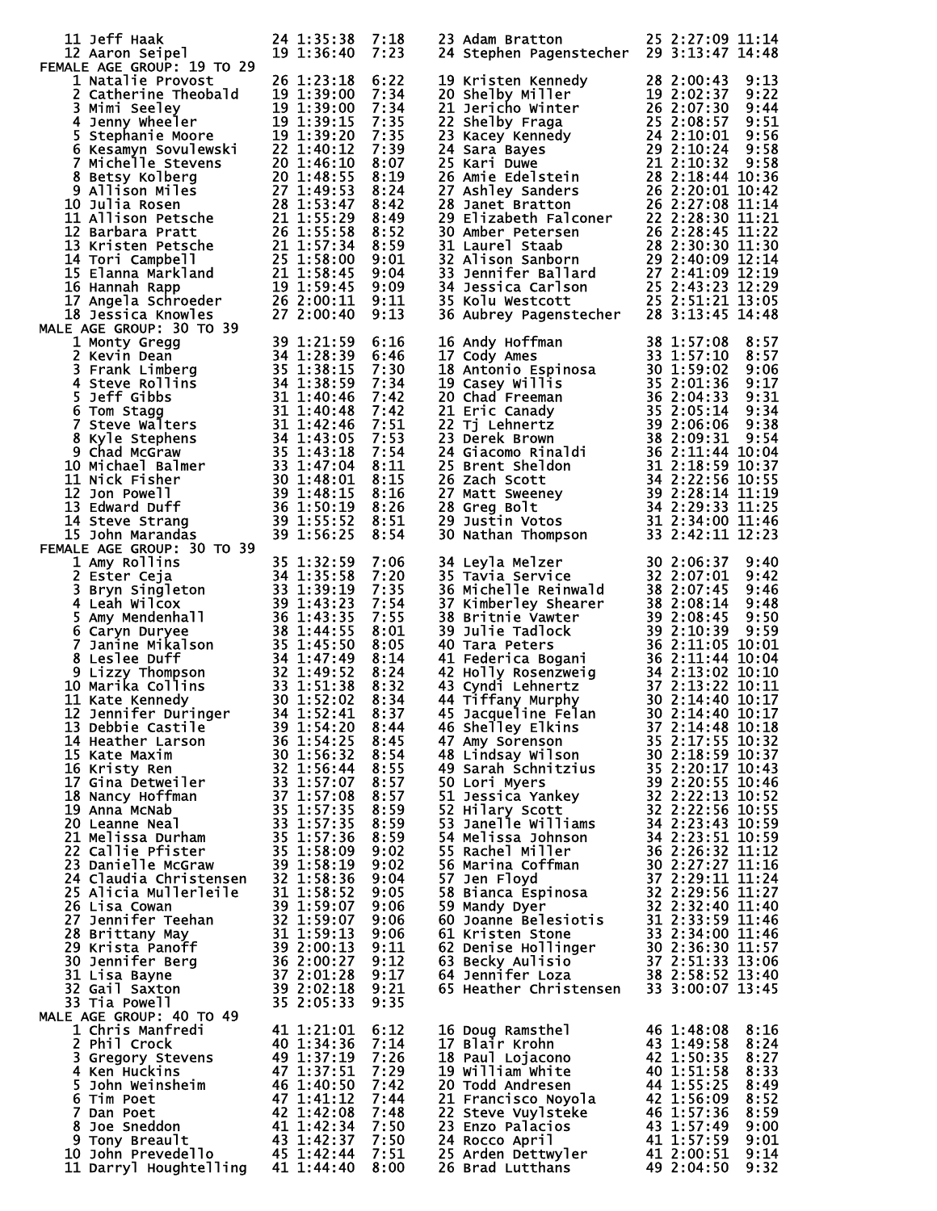| Place | Name | Age | Time | Pace |
|---|---|---|---|---|
| 11 | Jeff Haak | 24 | 1:35:38 | 7:18 |
| 12 | Aaron Seipel | 19 | 1:36:40 | 7:23 |
| 23 | Adam Bratton | 25 | 2:27:09 | 11:14 |
| 24 | Stephen Pagenstecher | 29 | 3:13:47 | 14:48 |

## FEMALE AGE GROUP: 19 TO 29

| Place | Name | Age | Time | Pace |
|---|---|---|---|---|
| 1 | Natalie Provost | 26 | 1:23:18 | 6:22 |
| 2 | Catherine Theobald | 19 | 1:39:00 | 7:34 |
| 3 | Mimi Seeley | 19 | 1:39:00 | 7:34 |
| 4 | Jenny Wheeler | 19 | 1:39:15 | 7:35 |
| 5 | Stephanie Moore | 19 | 1:39:20 | 7:35 |
| 6 | Kesamyn Sovulewski | 22 | 1:40:12 | 7:39 |
| 7 | Michelle Stevens | 20 | 1:46:10 | 8:07 |
| 8 | Betsy Kolberg | 20 | 1:48:55 | 8:19 |
| 9 | Allison Miles | 27 | 1:49:53 | 8:24 |
| 10 | Julia Rosen | 28 | 1:53:47 | 8:42 |
| 11 | Allison Petsche | 21 | 1:55:29 | 8:49 |
| 12 | Barbara Pratt | 26 | 1:55:58 | 8:52 |
| 13 | Kristen Petsche | 21 | 1:57:34 | 8:59 |
| 14 | Tori Campbell | 25 | 1:58:00 | 9:01 |
| 15 | Elanna Markland | 21 | 1:58:45 | 9:04 |
| 16 | Hannah Rapp | 19 | 1:59:45 | 9:09 |
| 17 | Angela Schroeder | 26 | 2:00:11 | 9:11 |
| 18 | Jessica Knowles | 27 | 2:00:40 | 9:13 |
| 19 | Kristen Kennedy | 28 | 2:00:43 | 9:13 |
| 20 | Shelby Miller | 19 | 2:02:37 | 9:22 |
| 21 | Jericho Winter | 26 | 2:07:30 | 9:44 |
| 22 | Shelby Fraga | 25 | 2:08:57 | 9:51 |
| 23 | Kacey Kennedy | 24 | 2:10:01 | 9:56 |
| 24 | Sara Bayes | 29 | 2:10:24 | 9:58 |
| 25 | Kari Duwe | 21 | 2:10:32 | 9:58 |
| 26 | Amie Edelstein | 28 | 2:18:44 | 10:36 |
| 27 | Ashley Sanders | 26 | 2:20:01 | 10:42 |
| 28 | Janet Bratton | 26 | 2:27:08 | 11:14 |
| 29 | Elizabeth Falconer | 22 | 2:28:30 | 11:21 |
| 30 | Amber Petersen | 26 | 2:28:45 | 11:22 |
| 31 | Laurel Staab | 28 | 2:30:30 | 11:30 |
| 32 | Alison Sanborn | 29 | 2:40:09 | 12:14 |
| 33 | Jennifer Ballard | 27 | 2:41:09 | 12:19 |
| 34 | Jessica Carlson | 25 | 2:43:23 | 12:29 |
| 35 | Kolu Westcott | 25 | 2:51:21 | 13:05 |
| 36 | Aubrey Pagenstecher | 28 | 3:13:45 | 14:48 |

## MALE AGE GROUP: 30 TO 39

| Place | Name | Age | Time | Pace |
|---|---|---|---|---|
| 1 | Monty Gregg | 39 | 1:21:59 | 6:16 |
| 2 | Kevin Dean | 34 | 1:28:39 | 6:46 |
| 3 | Frank Limberg | 35 | 1:38:15 | 7:30 |
| 4 | Steve Rollins | 34 | 1:38:59 | 7:34 |
| 5 | Jeff Gibbs | 31 | 1:40:46 | 7:42 |
| 6 | Tom Stagg | 31 | 1:40:48 | 7:42 |
| 7 | Steve Walters | 31 | 1:42:46 | 7:51 |
| 8 | Kyle Stephens | 34 | 1:43:05 | 7:53 |
| 9 | Chad McGraw | 35 | 1:43:18 | 7:54 |
| 10 | Michael Balmer | 33 | 1:47:04 | 8:11 |
| 11 | Nick Fisher | 30 | 1:48:01 | 8:15 |
| 12 | Jon Powell | 39 | 1:48:15 | 8:16 |
| 13 | Edward Duff | 36 | 1:50:19 | 8:26 |
| 14 | Steve Strang | 39 | 1:55:52 | 8:51 |
| 15 | John Marandas | 39 | 1:56:25 | 8:54 |
| 16 | Andy Hoffman | 38 | 1:57:08 | 8:57 |
| 17 | Cody Ames | 33 | 1:57:10 | 8:57 |
| 18 | Antonio Espinosa | 30 | 1:59:02 | 9:06 |
| 19 | Casey Willis | 35 | 2:01:36 | 9:17 |
| 20 | Chad Freeman | 36 | 2:04:33 | 9:31 |
| 21 | Eric Canady | 35 | 2:05:14 | 9:34 |
| 22 | Tj Lehnertz | 39 | 2:06:06 | 9:38 |
| 23 | Derek Brown | 38 | 2:09:31 | 9:54 |
| 24 | Giacomo Rinaldi | 36 | 2:11:44 | 10:04 |
| 25 | Brent Sheldon | 31 | 2:18:59 | 10:37 |
| 26 | Zach Scott | 34 | 2:22:56 | 10:55 |
| 27 | Matt Sweeney | 39 | 2:28:14 | 11:19 |
| 28 | Greg Bolt | 34 | 2:29:33 | 11:25 |
| 29 | Justin Votos | 31 | 2:34:00 | 11:46 |
| 30 | Nathan Thompson | 33 | 2:42:11 | 12:23 |

## FEMALE AGE GROUP: 30 TO 39

| Place | Name | Age | Time | Pace |
|---|---|---|---|---|
| 1 | Amy Rollins | 35 | 1:32:59 | 7:06 |
| 2 | Ester Ceja | 34 | 1:35:58 | 7:20 |
| 3 | Bryn Singleton | 33 | 1:39:19 | 7:35 |
| 4 | Leah Wilcox | 39 | 1:43:23 | 7:54 |
| 5 | Amy Mendenhall | 36 | 1:43:35 | 7:55 |
| 6 | Caryn Duryee | 38 | 1:44:55 | 8:01 |
| 7 | Janine Mikalson | 35 | 1:45:50 | 8:05 |
| 8 | Leslee Duff | 34 | 1:47:49 | 8:14 |
| 9 | Lizzy Thompson | 32 | 1:49:52 | 8:24 |
| 10 | Marika Collins | 33 | 1:51:38 | 8:32 |
| 11 | Kate Kennedy | 30 | 1:52:02 | 8:34 |
| 12 | Jennifer Duringer | 34 | 1:52:41 | 8:37 |
| 13 | Debbie Castile | 39 | 1:54:20 | 8:44 |
| 14 | Heather Larson | 36 | 1:54:25 | 8:45 |
| 15 | Kate Maxim | 30 | 1:56:32 | 8:54 |
| 16 | Kristy Ren | 32 | 1:56:44 | 8:55 |
| 17 | Gina Detweiler | 33 | 1:57:07 | 8:57 |
| 18 | Nancy Hoffman | 37 | 1:57:08 | 8:57 |
| 19 | Anna McNab | 35 | 1:57:35 | 8:59 |
| 20 | Leanne Neal | 33 | 1:57:35 | 8:59 |
| 21 | Melissa Durham | 35 | 1:57:36 | 8:59 |
| 22 | Callie Pfister | 35 | 1:58:09 | 9:02 |
| 23 | Danielle McGraw | 39 | 1:58:19 | 9:02 |
| 24 | Claudia Christensen | 32 | 1:58:36 | 9:04 |
| 25 | Alicia Mullerleile | 31 | 1:58:52 | 9:05 |
| 26 | Lisa Cowan | 39 | 1:59:07 | 9:06 |
| 27 | Jennifer Teehan | 32 | 1:59:07 | 9:06 |
| 28 | Brittany May | 31 | 1:59:13 | 9:06 |
| 29 | Krista Panoff | 39 | 2:00:13 | 9:11 |
| 30 | Jennifer Berg | 36 | 2:00:27 | 9:12 |
| 31 | Lisa Bayne | 37 | 2:01:28 | 9:17 |
| 32 | Gail Saxton | 39 | 2:02:18 | 9:21 |
| 33 | Tia Powell | 35 | 2:05:33 | 9:35 |
| 34 | Leyla Melzer | 30 | 2:06:37 | 9:40 |
| 35 | Tavia Service | 32 | 2:07:01 | 9:42 |
| 36 | Michelle Reinwald | 38 | 2:07:45 | 9:46 |
| 37 | Kimberley Shearer | 38 | 2:08:14 | 9:48 |
| 38 | Britnie Vawter | 39 | 2:08:45 | 9:50 |
| 39 | Julie Tadlock | 39 | 2:10:39 | 9:59 |
| 40 | Tara Peters | 36 | 2:11:05 | 10:01 |
| 41 | Federica Bogani | 36 | 2:11:44 | 10:04 |
| 42 | Holly Rosenzweig | 34 | 2:13:02 | 10:10 |
| 43 | Cyndi Lehnertz | 37 | 2:13:22 | 10:11 |
| 44 | Tiffany Murphy | 30 | 2:14:40 | 10:17 |
| 45 | Jacqueline Felan | 30 | 2:14:40 | 10:17 |
| 46 | Shelley Elkins | 37 | 2:14:48 | 10:18 |
| 47 | Amy Sorenson | 35 | 2:17:55 | 10:32 |
| 48 | Lindsay Wilson | 30 | 2:18:59 | 10:37 |
| 49 | Sarah Schnitzius | 35 | 2:20:17 | 10:43 |
| 50 | Lori Myers | 39 | 2:20:55 | 10:46 |
| 51 | Jessica Yankey | 32 | 2:22:13 | 10:52 |
| 52 | Hilary Scott | 32 | 2:22:56 | 10:55 |
| 53 | Janelle Williams | 34 | 2:23:43 | 10:59 |
| 54 | Melissa Johnson | 34 | 2:23:51 | 10:59 |
| 55 | Rachel Miller | 36 | 2:26:32 | 11:12 |
| 56 | Marina Coffman | 30 | 2:27:27 | 11:16 |
| 57 | Jen Floyd | 37 | 2:29:11 | 11:24 |
| 58 | Bianca Espinosa | 32 | 2:29:56 | 11:27 |
| 59 | Mandy Dyer | 32 | 2:32:40 | 11:40 |
| 60 | Joanne Belesiotis | 31 | 2:33:59 | 11:46 |
| 61 | Kristen Stone | 33 | 2:34:00 | 11:46 |
| 62 | Denise Hollinger | 30 | 2:36:30 | 11:57 |
| 63 | Becky Aulisio | 37 | 2:51:33 | 13:06 |
| 64 | Jennifer Loza | 38 | 2:58:52 | 13:40 |
| 65 | Heather Christensen | 33 | 3:00:07 | 13:45 |

## MALE AGE GROUP: 40 TO 49

| Place | Name | Age | Time | Pace |
|---|---|---|---|---|
| 1 | Chris Manfredi | 41 | 1:21:01 | 6:12 |
| 2 | Phil Crock | 40 | 1:34:36 | 7:14 |
| 3 | Gregory Stevens | 49 | 1:37:19 | 7:26 |
| 4 | Ken Huckins | 47 | 1:37:51 | 7:29 |
| 5 | John Weinsheim | 46 | 1:40:50 | 7:42 |
| 6 | Tim Poet | 47 | 1:41:12 | 7:44 |
| 7 | Dan Poet | 42 | 1:42:08 | 7:48 |
| 8 | Joe Sneddon | 41 | 1:42:34 | 7:50 |
| 9 | Tony Breault | 43 | 1:42:37 | 7:50 |
| 10 | John Prevedello | 45 | 1:42:44 | 7:51 |
| 11 | Darryl Houghtelling | 41 | 1:44:40 | 8:00 |
| 16 | Doug Ramsthel | 46 | 1:48:08 | 8:16 |
| 17 | Blair Krohn | 43 | 1:49:58 | 8:24 |
| 18 | Paul Lojacono | 42 | 1:50:35 | 8:27 |
| 19 | William White | 40 | 1:51:58 | 8:33 |
| 20 | Todd Andresen | 44 | 1:55:25 | 8:49 |
| 21 | Francisco Noyola | 42 | 1:56:09 | 8:52 |
| 22 | Steve Vuylsteke | 46 | 1:57:36 | 8:59 |
| 23 | Enzo Palacios | 43 | 1:57:49 | 9:00 |
| 24 | Rocco April | 41 | 1:57:59 | 9:01 |
| 25 | Arden Dettwyler | 41 | 2:00:51 | 9:14 |
| 26 | Brad Lutthans | 49 | 2:04:50 | 9:32 |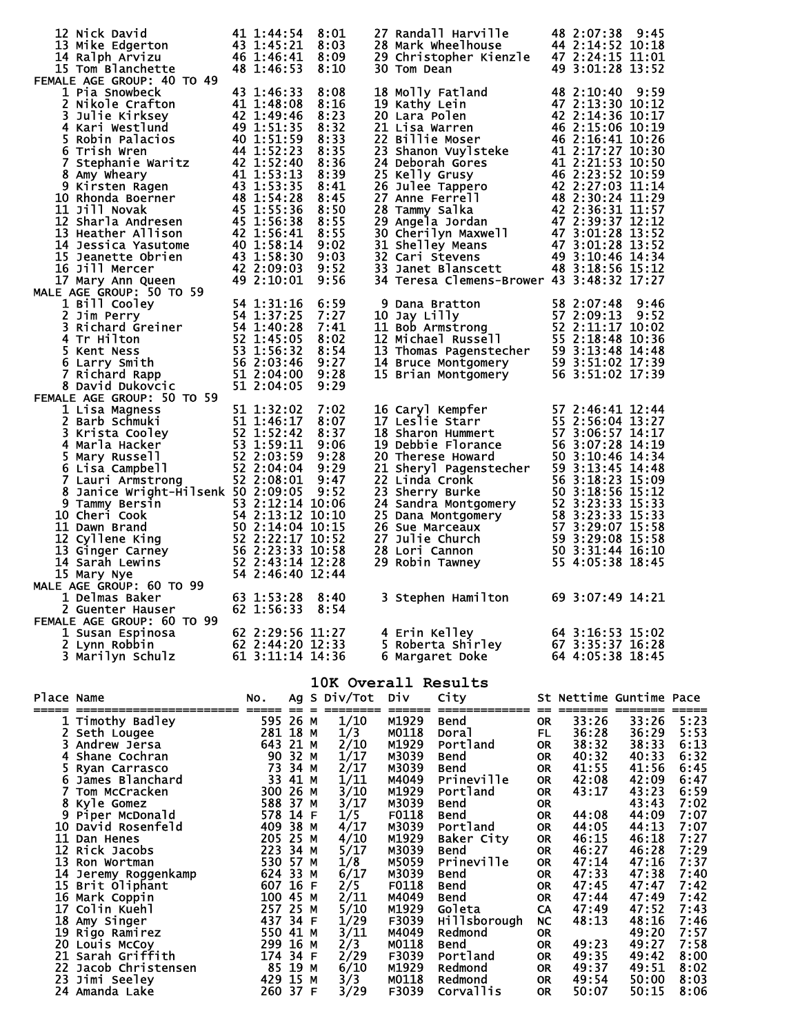| Place | Name | Age | Time | Pace | Place | Name | Age | Time | Pace |
|---|---|---|---|---|---|---|---|---|---|
| 12 | Nick David | 41 | 1:44:54 | 8:01 | 27 | Randall Harville | 48 | 2:07:38 | 9:45 |
| 13 | Mike Edgerton | 43 | 1:45:21 | 8:03 | 28 | Mark Wheelhouse | 44 | 2:14:52 | 10:18 |
| 14 | Ralph Arvizu | 46 | 1:46:41 | 8:09 | 29 | Christopher Kienzle | 47 | 2:24:15 | 11:01 |
| 15 | Tom Blanchette | 48 | 1:46:53 | 8:10 | 30 | Tom Dean | 49 | 3:01:28 | 13:52 |

FEMALE AGE GROUP: 40 TO 49

| Place | Name | Age | Time | Pace | Place | Name | Age | Time | Pace |
|---|---|---|---|---|---|---|---|---|---|
| 1 | Pia Snowbeck | 43 | 1:46:33 | 8:08 | 18 | Molly Fatland | 48 | 2:10:40 | 9:59 |
| 2 | Nikole Crafton | 41 | 1:48:08 | 8:16 | 19 | Kathy Lein | 47 | 2:13:30 | 10:12 |
| 3 | Julie Kirksey | 42 | 1:49:46 | 8:23 | 20 | Lara Polen | 42 | 2:14:36 | 10:17 |
| 4 | Kari Westlund | 49 | 1:51:35 | 8:32 | 21 | Lisa Warren | 46 | 2:15:06 | 10:19 |
| 5 | Robin Palacios | 40 | 1:51:59 | 8:33 | 22 | Billie Moser | 46 | 2:16:41 | 10:26 |
| 6 | Trish Wren | 44 | 1:52:23 | 8:35 | 23 | Shanon Vuylsteke | 41 | 2:17:27 | 10:30 |
| 7 | Stephanie Waritz | 42 | 1:52:40 | 8:36 | 24 | Deborah Gores | 41 | 2:21:53 | 10:50 |
| 8 | Amy Wheary | 41 | 1:53:13 | 8:39 | 25 | Kelly Grusy | 46 | 2:23:52 | 10:59 |
| 9 | Kirsten Ragen | 43 | 1:53:35 | 8:41 | 26 | Julee Tappero | 42 | 2:27:03 | 11:14 |
| 10 | Rhonda Boerner | 48 | 1:54:28 | 8:45 | 27 | Anne Ferrell | 48 | 2:30:24 | 11:29 |
| 11 | Jill Novak | 45 | 1:55:36 | 8:50 | 28 | Tammy Salka | 42 | 2:36:31 | 11:57 |
| 12 | Sharla Andresen | 45 | 1:56:38 | 8:55 | 29 | Angela Jordan | 47 | 2:39:37 | 12:12 |
| 13 | Heather Allison | 42 | 1:56:41 | 8:55 | 30 | Cherilyn Maxwell | 47 | 3:01:28 | 13:52 |
| 14 | Jessica Yasutome | 40 | 1:58:14 | 9:02 | 31 | Shelley Means | 47 | 3:01:28 | 13:52 |
| 15 | Jeanette Obrien | 43 | 1:58:30 | 9:03 | 32 | Cari Stevens | 49 | 3:10:46 | 14:34 |
| 16 | Jill Mercer | 42 | 2:09:03 | 9:52 | 33 | Janet Blanscett | 48 | 3:18:56 | 15:12 |
| 17 | Mary Ann Queen | 49 | 2:10:01 | 9:56 | 34 | Teresa Clemens-Brower | 43 | 3:48:32 | 17:27 |

MALE AGE GROUP: 50 TO 59

| Place | Name | Age | Time | Pace | Place | Name | Age | Time | Pace |
|---|---|---|---|---|---|---|---|---|---|
| 1 | Bill Cooley | 54 | 1:31:16 | 6:59 | 9 | Dana Bratton | 58 | 2:07:48 | 9:46 |
| 2 | Jim Perry | 54 | 1:37:25 | 7:27 | 10 | Jay Lilly | 57 | 2:09:13 | 9:52 |
| 3 | Richard Greiner | 54 | 1:40:28 | 7:41 | 11 | Bob Armstrong | 52 | 2:11:17 | 10:02 |
| 4 | Tr Hilton | 52 | 1:45:05 | 8:02 | 12 | Michael Russell | 55 | 2:18:48 | 10:36 |
| 5 | Kent Ness | 53 | 1:56:32 | 8:54 | 13 | Thomas Pagenstecher | 59 | 3:13:48 | 14:48 |
| 6 | Larry Smith | 56 | 2:03:46 | 9:27 | 14 | Bruce Montgomery | 59 | 3:51:02 | 17:39 |
| 7 | Richard Rapp | 51 | 2:04:00 | 9:28 | 15 | Brian Montgomery | 56 | 3:51:02 | 17:39 |
| 8 | David Dukovcic | 51 | 2:04:05 | 9:29 | | | | | |

FEMALE AGE GROUP: 50 TO 59

| Place | Name | Age | Time | Pace | Place | Name | Age | Time | Pace |
|---|---|---|---|---|---|---|---|---|---|
| 1 | Lisa Magness | 51 | 1:32:02 | 7:02 | 16 | Caryl Kempfer | 57 | 2:46:41 | 12:44 |
| 2 | Barb Schmuki | 51 | 1:46:17 | 8:07 | 17 | Leslie Starr | 55 | 2:56:04 | 13:27 |
| 3 | Krista Cooley | 52 | 1:52:42 | 8:37 | 18 | Sharon Hummert | 57 | 3:06:57 | 14:17 |
| 4 | Marla Hacker | 53 | 1:59:11 | 9:06 | 19 | Debbie Florance | 56 | 3:07:28 | 14:19 |
| 5 | Mary Russell | 52 | 2:03:59 | 9:28 | 20 | Therese Howard | 50 | 3:10:46 | 14:34 |
| 6 | Lisa Campbell | 52 | 2:04:04 | 9:29 | 21 | Sheryl Pagenstecher | 59 | 3:13:45 | 14:48 |
| 7 | Lauri Armstrong | 52 | 2:08:01 | 9:47 | 22 | Linda Cronk | 56 | 3:18:23 | 15:09 |
| 8 | Janice Wright-Hilsenk | 50 | 2:09:05 | 9:52 | 23 | Sherry Burke | 50 | 3:18:56 | 15:12 |
| 9 | Tammy Bersin | 53 | 2:12:14 | 10:06 | 24 | Sandra Montgomery | 52 | 3:23:33 | 15:33 |
| 10 | Cheri Cook | 54 | 2:13:12 | 10:10 | 25 | Dana Montgomery | 58 | 3:23:33 | 15:33 |
| 11 | Dawn Brand | 50 | 2:14:04 | 10:15 | 26 | Sue Marceaux | 57 | 3:29:07 | 15:58 |
| 12 | Cyllene King | 52 | 2:22:17 | 10:52 | 27 | Julie Church | 59 | 3:29:08 | 15:58 |
| 13 | Ginger Carney | 56 | 2:23:33 | 10:58 | 28 | Lori Cannon | 50 | 3:31:44 | 16:10 |
| 14 | Sarah Lewins | 52 | 2:43:14 | 12:28 | 29 | Robin Tawney | 55 | 4:05:38 | 18:45 |
| 15 | Mary Nye | 54 | 2:46:40 | 12:44 | | | | | |

MALE AGE GROUP: 60 TO 99

| Place | Name | Age | Time | Pace | Place | Name | Age | Time | Pace |
|---|---|---|---|---|---|---|---|---|---|
| 1 | Delmas Baker | 63 | 1:53:28 | 8:40 | 3 | Stephen Hamilton | 69 | 3:07:49 | 14:21 |
| 2 | Guenter Hauser | 62 | 1:56:33 | 8:54 | | | | | |

FEMALE AGE GROUP: 60 TO 99

| Place | Name | Age | Time | Pace | Place | Name | Age | Time | Pace |
|---|---|---|---|---|---|---|---|---|---|
| 1 | Susan Espinosa | 62 | 2:29:56 | 11:27 | 4 | Erin Kelley | 64 | 3:16:53 | 15:02 |
| 2 | Lynn Robbin | 62 | 2:44:20 | 12:33 | 5 | Roberta Shirley | 67 | 3:35:37 | 16:28 |
| 3 | Marilyn Schulz | 61 | 3:11:14 | 14:36 | 6 | Margaret Doke | 64 | 4:05:38 | 18:45 |

## 10K Overall Results

| Place | Name | No. | Ag | S | Div/Tot | Div | City | St | Nettime | Guntime | Pace |
|---|---|---|---|---|---|---|---|---|---|---|---|
| 1 | Timothy Badley | 595 | 26 | M | 1/10 | M1929 | Bend | OR | 33:26 | 33:26 | 5:23 |
| 2 | Seth Lougee | 281 | 18 | M | 1/3 | M0118 | Doral | FL | 36:28 | 36:29 | 5:53 |
| 3 | Andrew Jersa | 643 | 21 | M | 2/10 | M1929 | Portland | OR | 38:32 | 38:33 | 6:13 |
| 4 | Shane Cochran | 90 | 32 | M | 1/17 | M3039 | Bend | OR | 40:32 | 40:33 | 6:32 |
| 5 | Ryan Carrasco | 73 | 34 | M | 2/17 | M3039 | Bend | OR | 41:55 | 41:56 | 6:45 |
| 6 | James Blanchard | 33 | 41 | M | 1/11 | M4049 | Prineville | OR | 42:08 | 42:09 | 6:47 |
| 7 | Tom McCracken | 300 | 26 | M | 3/10 | M1929 | Portland | OR | 43:17 | 43:23 | 6:59 |
| 8 | Kyle Gomez | 588 | 37 | M | 3/17 | M3039 | Bend | OR | | 43:43 | 7:02 |
| 9 | Piper McDonald | 578 | 14 | F | 1/5 | F0118 | Bend | OR | 44:08 | 44:09 | 7:07 |
| 10 | David Rosenfeld | 409 | 38 | M | 4/17 | M3039 | Portland | OR | 44:05 | 44:13 | 7:07 |
| 11 | Dan Henes | 205 | 25 | M | 4/10 | M1929 | Baker City | OR | 46:15 | 46:18 | 7:27 |
| 12 | Rick Jacobs | 223 | 34 | M | 5/17 | M3039 | Bend | OR | 46:27 | 46:28 | 7:29 |
| 13 | Ron Wortman | 530 | 57 | M | 1/8 | M5059 | Prineville | OR | 47:14 | 47:16 | 7:37 |
| 14 | Jeremy Roggenkamp | 624 | 33 | M | 6/17 | M3039 | Bend | OR | 47:33 | 47:38 | 7:40 |
| 15 | Brit Oliphant | 607 | 16 | F | 2/5 | F0118 | Bend | OR | 47:45 | 47:47 | 7:42 |
| 16 | Mark Coppin | 100 | 45 | M | 2/11 | M4049 | Bend | OR | 47:44 | 47:49 | 7:42 |
| 17 | Colin Kuehl | 257 | 25 | M | 5/10 | M1929 | Goleta | CA | 47:49 | 47:52 | 7:43 |
| 18 | Amy Singer | 437 | 34 | F | 1/29 | F3039 | Hillsborough | NC | 48:13 | 48:16 | 7:46 |
| 19 | Rigo Ramirez | 550 | 41 | M | 3/11 | M4049 | Redmond | OR | | 49:20 | 7:57 |
| 20 | Louis McCoy | 299 | 16 | M | 2/3 | M0118 | Bend | OR | 49:23 | 49:27 | 7:58 |
| 21 | Sarah Griffith | 174 | 34 | F | 2/29 | F3039 | Portland | OR | 49:35 | 49:42 | 8:00 |
| 22 | Jacob Christensen | 85 | 19 | M | 6/10 | M1929 | Redmond | OR | 49:37 | 49:51 | 8:02 |
| 23 | Jimi Seeley | 429 | 15 | M | 3/3 | M0118 | Redmond | OR | 49:54 | 50:00 | 8:03 |
| 24 | Amanda Lake | 260 | 37 | F | 3/29 | F3039 | Corvallis | OR | 50:07 | 50:15 | 8:06 |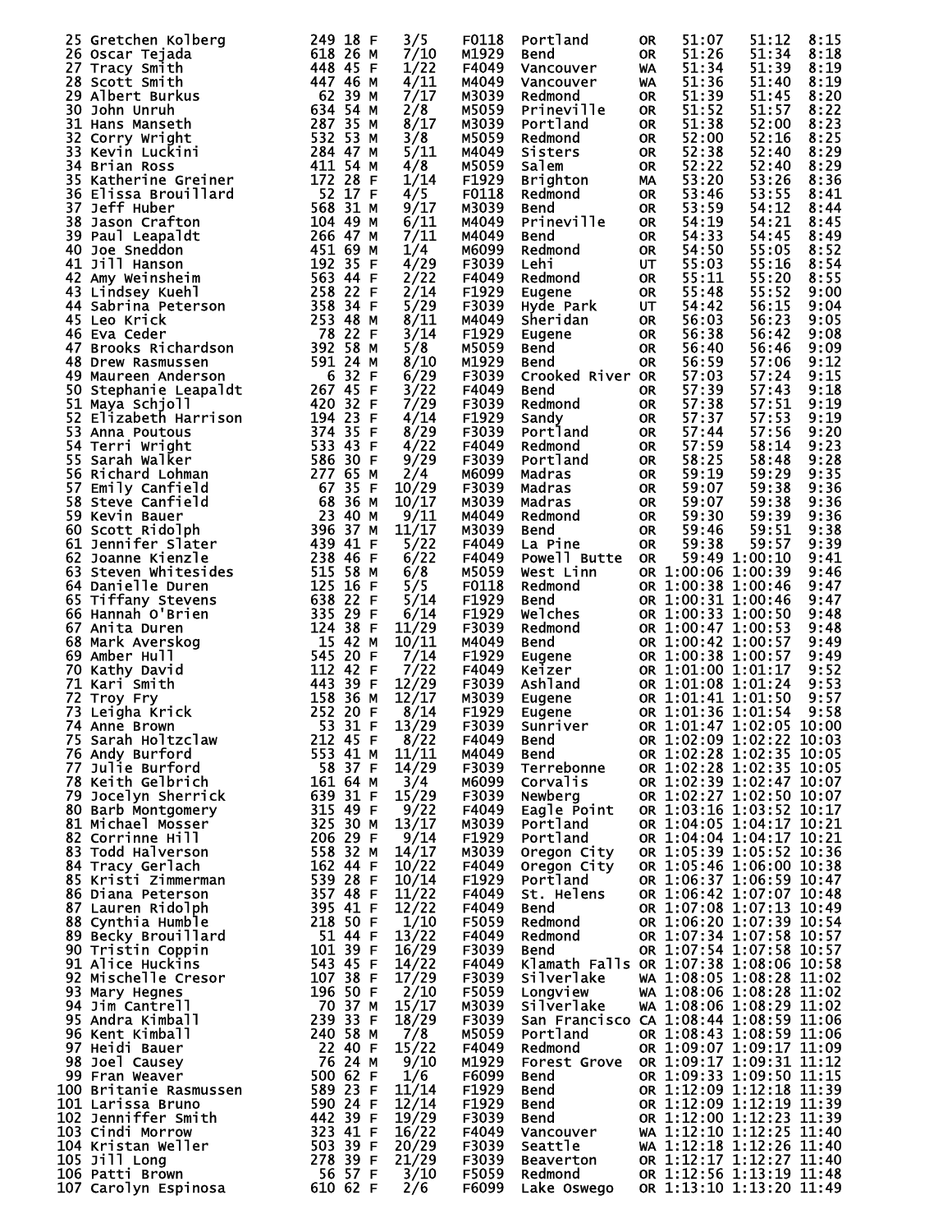```
 25 Gretchen Kolberg        249 18 F    3/5    F0118  Portland      OR    51:07    51:12   8:15
 26 Oscar Tejada            618 26 M    7/10   M1929  Bend          OR    51:26    51:34   8:18
 27 Tracy Smith             448 45 F    1/22   F4049  Vancouver     WA    51:34    51:39   8:19
 28 Scott Smith             447 46 M    4/11   M4049  Vancouver     WA    51:36    51:40   8:19
 29 Albert Burkus            62 39 M    7/17   M3039  Redmond       OR    51:39    51:45   8:20
 30 John Unruh              634 54 M    2/8    M5059  Prineville    OR    51:52    51:57   8:22
 31 Hans Manseth            287 35 M    8/17   M3039  Portland      OR    51:38    52:00   8:23
 32 Corry Wright            532 53 M    3/8    M5059  Redmond       OR    52:00    52:16   8:25
 33 Kevin Luckini           284 47 M    5/11   M4049  Sisters       OR    52:38    52:40   8:29
 34 Brian Ross              411 54 M    4/8    M5059  Salem         OR    52:22    52:40   8:29
 35 Katherine Greiner       172 28 F    1/14   F1929  Brighton      MA    53:20    53:26   8:36
 36 Elissa Brouillard        52 17 F    4/5    F0118  Redmond       OR    53:46    53:55   8:41
 37 Jeff Huber              568 31 M    9/17   M3039  Bend          OR    53:59    54:12   8:44
 38 Jason Crafton           104 49 M    6/11   M4049  Prineville    OR    54:19    54:21   8:45
 39 Paul Leapaldt           266 47 M    7/11   M4049  Bend          OR    54:33    54:45   8:49
 40 Joe Sneddon             451 69 M    1/4    M6099  Redmond       OR    54:50    55:05   8:52
 41 Jill Hanson             192 35 F    4/29   F3039  Lehi          UT    55:03    55:16   8:54
 42 Amy Weinsheim           563 44 F    2/22   F4049  Redmond       OR    55:11    55:20   8:55
 43 Lindsey Kuehl           258 22 F    2/14   F1929  Eugene        OR    55:48    55:52   9:00
 44 Sabrina Peterson        358 34 F    5/29   F3039  Hyde Park     UT    54:42    56:15   9:04
 45 Leo Krick               253 48 M    8/11   M4049  Sheridan      OR    56:03    56:23   9:05
 46 Eva Ceder                78 22 F    3/14   F1929  Eugene        OR    56:38    56:42   9:08
 47 Brooks Richardson       392 58 M    5/8    M5059  Bend          OR    56:40    56:46   9:09
 48 Drew Rasmussen          591 24 M    8/10   M1929  Bend          OR    56:59    57:06   9:12
 49 Maureen Anderson          6 32 F    6/29   F3039  Crooked River OR    57:03    57:24   9:15
 50 Stephanie Leapaldt      267 45 F    3/22   F4049  Bend          OR    57:39    57:43   9:18
 51 Maya Schjoll            420 32 F    7/29   F3039  Redmond       OR    57:38    57:51   9:19
 52 Elizabeth Harrison      194 23 F    4/14   F1929  Sandy         OR    57:37    57:53   9:19
 53 Anna Poutous            374 35 F    8/29   F3039  Portland      OR    57:44    57:56   9:20
 54 Terri Wright            533 43 F    4/22   F4049  Redmond       OR    57:59    58:14   9:23
 55 Sarah Walker            586 30 F    9/29   F3039  Portland      OR    58:25    58:48   9:28
 56 Richard Lohman          277 65 M    2/4    M6099  Madras        OR    59:19    59:29   9:35
 57 Emily Canfield           67 35 F   10/29   F3039  Madras        OR    59:07    59:38   9:36
 58 Steve Canfield           68 36 M   10/17   M3039  Madras        OR    59:07    59:38   9:36
 59 Kevin Bauer              23 40 M    9/11   M4049  Redmond       OR    59:30    59:39   9:36
 60 Scott Ridolph           396 37 M   11/17   M3039  Bend          OR    59:46    59:51   9:38
 61 Jennifer Slater         439 41 F    5/22   F4049  La Pine       OR    59:38    59:57   9:39
 62 Joanne Kienzle          238 46 F    6/22   F4049  Powell Butte  OR    59:49 1:00:10   9:41
 63 Steven Whitesides       515 58 M    6/8    M5059  West Linn     OR 1:00:06 1:00:39   9:46
 64 Danielle Duren          125 16 F    5/5    F0118  Redmond       OR 1:00:38 1:00:46   9:47
 65 Tiffany Stevens         638 22 F    5/14   F1929  Bend          OR 1:00:31 1:00:46   9:47
 66 Hannah O'Brien          335 29 F    6/14   F1929  Welches       OR 1:00:33 1:00:50   9:48
 67 Anita Duren             124 38 F   11/29   F3039  Redmond       OR 1:00:47 1:00:53   9:48
 68 Mark Averskog            15 42 M   10/11   M4049  Bend          OR 1:00:42 1:00:57   9:49
 69 Amber Hull              545 20 F    7/14   F1929  Eugene        OR 1:00:38 1:00:57   9:49
 70 Kathy David             112 42 F    7/22   F4049  Keizer        OR 1:01:00 1:01:17   9:52
 71 Kari Smith              443 39 F   12/29   F3039  Ashland       OR 1:01:08 1:01:24   9:53
 72 Troy Fry                158 36 M   12/17   M3039  Eugene        OR 1:01:41 1:01:50   9:57
 73 Leigha Krick            252 20 F    8/14   F1929  Eugene        OR 1:01:36 1:01:54   9:58
 74 Anne Brown               53 31 F   13/29   F3039  Sunriver      OR 1:01:47 1:02:05  10:00
 75 Sarah Holtzclaw         212 45 F    8/22   F4049  Bend          OR 1:02:09 1:02:22  10:03
 76 Andy Burford            553 41 M   11/11   M4049  Bend          OR 1:02:28 1:02:35  10:05
 77 Julie Burford            58 37 F   14/29   F3039  Terrebonne    OR 1:02:28 1:02:35  10:05
 78 Keith Gelbrich          161 64 M    3/4    M6099  Corvalis      OR 1:02:39 1:02:47  10:07
 79 Jocelyn Sherrick        639 31 F   15/29   F3039  Newberg       OR 1:02:27 1:02:50  10:07
 80 Barb Montgomery         315 49 F    9/22   F4049  Eagle Point   OR 1:03:16 1:03:52  10:17
 81 Michael Mosser          325 30 M   13/17   M3039  Portland      OR 1:04:05 1:04:17  10:21
 82 Corrinne Hill           206 29 F    9/14   F1929  Portland      OR 1:04:04 1:04:17  10:21
 83 Todd Halverson          558 32 M   14/17   M3039  Oregon City   OR 1:05:39 1:05:52  10:36
 84 Tracy Gerlach           162 44 F   10/22   F4049  Oregon City   OR 1:05:46 1:06:00  10:38
 85 Kristi Zimmerman        539 28 F   10/14   F1929  Portland      OR 1:06:37 1:06:59  10:47
 86 Diana Peterson          357 48 F   11/22   F4049  St. Helens    OR 1:06:42 1:07:07  10:48
 87 Lauren Ridolph          395 41 F   12/22   F4049  Bend          OR 1:07:08 1:07:13  10:49
 88 Cynthia Humble          218 50 F    1/10   F5059  Redmond       OR 1:06:20 1:07:39  10:54
 89 Becky Brouillard         51 44 F   13/22   F4049  Redmond       OR 1:07:34 1:07:58  10:57
 90 Tristin Coppin          101 39 F   16/29   F3039  Bend          OR 1:07:54 1:07:58  10:57
 91 Alice Huckins           543 45 F   14/22   F4049  Klamath Falls OR 1:07:38 1:08:06  10:58
 92 Mischelle Cresor        107 38 F   17/29   F3039  Silverlake    WA 1:08:05 1:08:28  11:02
 93 Mary Hegnes             196 50 F    2/10   F5059  Longview      WA 1:08:06 1:08:28  11:02
 94 Jim Cantrell             70 37 M   15/17   M3039  Silverlake    WA 1:08:06 1:08:29  11:02
 95 Andra Kimball           239 33 F   18/29   F3039  San Francisco CA 1:08:44 1:08:59  11:06
 96 Kent Kimball            240 58 M    7/8    M5059  Portland      OR 1:08:43 1:08:59  11:06
 97 Heidi Bauer              22 40 F   15/22   F4049  Redmond       OR 1:09:07 1:09:17  11:09
 98 Joel Causey              76 24 M    9/10   M1929  Forest Grove  OR 1:09:17 1:09:31  11:12
 99 Fran Weaver             500 62 F    1/6    F6099  Bend          OR 1:09:33 1:09:50  11:15
100 Britanie Rasmussen      589 23 F   11/14   F1929  Bend          OR 1:12:09 1:12:18  11:39
101 Larissa Bruno           590 24 F   12/14   F1929  Bend          OR 1:12:09 1:12:19  11:39
102 Jenniffer Smith         442 39 F   19/29   F3039  Bend          OR 1:12:00 1:12:23  11:39
103 Cindi Morrow            323 41 F   16/22   F4049  Vancouver     WA 1:12:10 1:12:25  11:40
104 Kristan Weller          503 39 F   20/29   F3039  Seattle       WA 1:12:18 1:12:26  11:40
105 Jill Long               278 39 F   21/29   F3039  Beaverton     OR 1:12:17 1:12:27  11:40
106 Patti Brown              56 57 F    3/10   F5059  Redmond       OR 1:12:56 1:13:19  11:48
107 Carolyn Espinosa        610 62 F    2/6    F6099  Lake Oswego   OR 1:13:10 1:13:20  11:49
```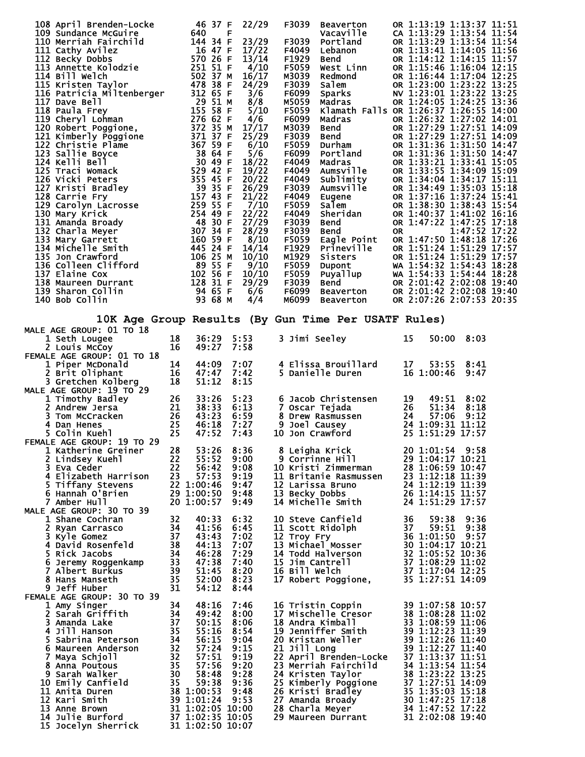| Place | Name | Bib | Age | Sex | Div Place | Division | City | State | Gun Time | Net Time | Pace |
|---|---|---|---|---|---|---|---|---|---|---|---|
| 108 | April Brenden-Locke | 46 | 37 | F | 22/29 | F3039 | Beaverton | OR | 1:13:19 | 1:13:37 | 11:51 |
| 109 | Sundance McGuire | 640 | | F | | | Vacaville | CA | 1:13:29 | 1:13:54 | 11:54 |
| 110 | Merriah Fairchild | 144 | 34 | F | 23/29 | F3039 | Portland | OR | 1:13:29 | 1:13:54 | 11:54 |
| 111 | Cathy Avilez | 16 | 47 | F | 17/22 | F4049 | Lebanon | OR | 1:13:41 | 1:14:05 | 11:56 |
| 112 | Becky Dobbs | 570 | 26 | F | 13/14 | F1929 | Bend | OR | 1:14:12 | 1:14:15 | 11:57 |
| 113 | Annette Kolodzie | 251 | 51 | F | 4/10 | F5059 | West Linn | OR | 1:15:46 | 1:16:04 | 12:15 |
| 114 | Bill Welch | 502 | 37 | M | 16/17 | M3039 | Redmond | OR | 1:16:44 | 1:17:04 | 12:25 |
| 115 | Kristen Taylor | 478 | 38 | F | 24/29 | F3039 | Salem | OR | 1:23:00 | 1:23:22 | 13:25 |
| 116 | Patricia Miltenberger | 312 | 65 | F | 3/6 | F6099 | Sparks | NV | 1:23:01 | 1:23:22 | 13:25 |
| 117 | Dave Bell | 29 | 51 | M | 8/8 | M5059 | Madras | OR | 1:24:05 | 1:24:25 | 13:36 |
| 118 | Paula Frey | 155 | 58 | F | 5/10 | F5059 | Klamath Falls | OR | 1:26:37 | 1:26:55 | 14:00 |
| 119 | Cheryl Lohman | 276 | 62 | F | 4/6 | F6099 | Madras | OR | 1:26:32 | 1:27:02 | 14:01 |
| 120 | Robert Poggione, | 372 | 35 | M | 17/17 | M3039 | Bend | OR | 1:27:29 | 1:27:51 | 14:09 |
| 121 | Kimberly Poggione | 371 | 37 | F | 25/29 | F3039 | Bend | OR | 1:27:29 | 1:27:51 | 14:09 |
| 122 | Christie Plame | 367 | 59 | F | 6/10 | F5059 | Durham | OR | 1:31:36 | 1:31:50 | 14:47 |
| 123 | Sallie Boyce | 38 | 64 | F | 5/6 | F6099 | Portland | OR | 1:31:36 | 1:31:50 | 14:47 |
| 124 | Kelli Bell | 30 | 49 | F | 18/22 | F4049 | Madras | OR | 1:33:21 | 1:33:41 | 15:05 |
| 125 | Traci Womack | 529 | 42 | F | 19/22 | F4049 | Aumsville | OR | 1:33:55 | 1:34:09 | 15:09 |
| 126 | Vicki Peters | 355 | 45 | F | 20/22 | F4049 | Sublimity | OR | 1:34:04 | 1:34:17 | 15:11 |
| 127 | Kristi Bradley | 39 | 35 | F | 26/29 | F3039 | Aumsville | OR | 1:34:49 | 1:35:03 | 15:18 |
| 128 | Carrie Fry | 157 | 43 | F | 21/22 | F4049 | Eugene | OR | 1:37:16 | 1:37:24 | 15:41 |
| 129 | Carolyn Lacrosse | 259 | 55 | F | 7/10 | F5059 | Salem | OR | 1:38:30 | 1:38:43 | 15:54 |
| 130 | Mary Krick | 254 | 49 | F | 22/22 | F4049 | Sheridan | OR | 1:40:37 | 1:41:02 | 16:16 |
| 131 | Amanda Broady | 48 | 30 | F | 27/29 | F3039 | Bend | OR | 1:47:22 | 1:47:25 | 17:18 |
| 132 | Charla Meyer | 307 | 34 | F | 28/29 | F3039 | Bend | OR | | 1:47:52 | 17:22 |
| 133 | Mary Garrett | 160 | 59 | F | 8/10 | F5059 | Eagle Point | OR | 1:47:50 | 1:48:18 | 17:26 |
| 134 | Michelle Smith | 445 | 24 | F | 14/14 | F1929 | Prineville | OR | 1:51:24 | 1:51:29 | 17:57 |
| 135 | Jon Crawford | 106 | 25 | M | 10/10 | M1929 | Sisters | OR | 1:51:24 | 1:51:29 | 17:57 |
| 136 | Colleen Clifford | 89 | 55 | F | 9/10 | F5059 | Dupont | WA | 1:54:32 | 1:54:43 | 18:28 |
| 137 | Elaine Cox | 102 | 56 | F | 10/10 | F5059 | Puyallup | WA | 1:54:33 | 1:54:44 | 18:28 |
| 138 | Maureen Durrant | 128 | 31 | F | 29/29 | F3039 | Bend | OR | 2:01:42 | 2:02:08 | 19:40 |
| 139 | Sharon Collin | 94 | 65 | F | 6/6 | F6099 | Beaverton | OR | 2:01:42 | 2:02:08 | 19:40 |
| 140 | Bob Collin | 93 | 68 | M | 4/4 | M6099 | Beaverton | OR | 2:07:26 | 2:07:53 | 20:35 |

## 10K Age Group Results (By Gun Time Per USATF Rules)

### MALE AGE GROUP: 01 TO 18

| Place | Name | Age | Time | Pace |
|---|---|---|---|---|
| 1 | Seth Lougee | 18 | 36:29 | 5:53 |
| 2 | Louis McCoy | 16 | 49:27 | 7:58 |
| 3 | Jimi Seeley | 15 | 50:00 | 8:03 |

### FEMALE AGE GROUP: 01 TO 18

| Place | Name | Age | Time | Pace |
|---|---|---|---|---|
| 1 | Piper McDonald | 14 | 44:09 | 7:07 |
| 2 | Brit Oliphant | 16 | 47:47 | 7:42 |
| 3 | Gretchen Kolberg | 18 | 51:12 | 8:15 |
| 4 | Elissa Brouillard | 17 | 53:55 | 8:41 |
| 5 | Danielle Duren | 16 | 1:00:46 | 9:47 |

### MALE AGE GROUP: 19 TO 29

| Place | Name | Age | Time | Pace |
|---|---|---|---|---|
| 1 | Timothy Badley | 26 | 33:26 | 5:23 |
| 2 | Andrew Jersa | 21 | 38:33 | 6:13 |
| 3 | Tom McCracken | 26 | 43:23 | 6:59 |
| 4 | Dan Henes | 25 | 46:18 | 7:27 |
| 5 | Colin Kuehl | 25 | 47:52 | 7:43 |
| 6 | Jacob Christensen | 19 | 49:51 | 8:02 |
| 7 | Oscar Tejada | 26 | 51:34 | 8:18 |
| 8 | Drew Rasmussen | 24 | 57:06 | 9:12 |
| 9 | Joel Causey | 24 | 1:09:31 | 11:12 |
| 10 | Jon Crawford | 25 | 1:51:29 | 17:57 |

### FEMALE AGE GROUP: 19 TO 29

| Place | Name | Age | Time | Pace |
|---|---|---|---|---|
| 1 | Katherine Greiner | 28 | 53:26 | 8:36 |
| 2 | Lindsey Kuehl | 22 | 55:52 | 9:00 |
| 3 | Eva Ceder | 22 | 56:42 | 9:08 |
| 4 | Elizabeth Harrison | 23 | 57:53 | 9:19 |
| 5 | Tiffany Stevens | 22 | 1:00:46 | 9:47 |
| 6 | Hannah O'Brien | 29 | 1:00:50 | 9:48 |
| 7 | Amber Hull | 20 | 1:00:57 | 9:49 |
| 8 | Leigha Krick | 20 | 1:01:54 | 9:58 |
| 9 | Corrinne Hill | 29 | 1:04:17 | 10:21 |
| 10 | Kristi Zimmerman | 28 | 1:06:59 | 10:47 |
| 11 | Britanie Rasmussen | 23 | 1:12:18 | 11:39 |
| 12 | Larissa Bruno | 24 | 1:12:19 | 11:39 |
| 13 | Becky Dobbs | 26 | 1:14:15 | 11:57 |
| 14 | Michelle Smith | 24 | 1:51:29 | 17:57 |

### MALE AGE GROUP: 30 TO 39

| Place | Name | Age | Time | Pace |
|---|---|---|---|---|
| 1 | Shane Cochran | 32 | 40:33 | 6:32 |
| 2 | Ryan Carrasco | 34 | 41:56 | 6:45 |
| 3 | Kyle Gomez | 37 | 43:43 | 7:02 |
| 4 | David Rosenfeld | 38 | 44:13 | 7:07 |
| 5 | Rick Jacobs | 34 | 46:28 | 7:29 |
| 6 | Jeremy Roggenkamp | 33 | 47:38 | 7:40 |
| 7 | Albert Burkus | 39 | 51:45 | 8:20 |
| 8 | Hans Manseth | 35 | 52:00 | 8:23 |
| 9 | Jeff Huber | 31 | 54:12 | 8:44 |
| 10 | Steve Canfield | 36 | 59:38 | 9:36 |
| 11 | Scott Ridolph | 37 | 59:51 | 9:38 |
| 12 | Troy Fry | 36 | 1:01:50 | 9:57 |
| 13 | Michael Mosser | 30 | 1:04:17 | 10:21 |
| 14 | Todd Halverson | 32 | 1:05:52 | 10:36 |
| 15 | Jim Cantrell | 37 | 1:08:29 | 11:02 |
| 16 | Bill Welch | 37 | 1:17:04 | 12:25 |
| 17 | Robert Poggione, | 35 | 1:27:51 | 14:09 |

### FEMALE AGE GROUP: 30 TO 39

| Place | Name | Age | Time | Pace |
|---|---|---|---|---|
| 1 | Amy Singer | 34 | 48:16 | 7:46 |
| 2 | Sarah Griffith | 34 | 49:42 | 8:00 |
| 3 | Amanda Lake | 37 | 50:15 | 8:06 |
| 4 | Jill Hanson | 35 | 55:16 | 8:54 |
| 5 | Sabrina Peterson | 34 | 56:15 | 9:04 |
| 6 | Maureen Anderson | 32 | 57:24 | 9:15 |
| 7 | Maya Schjoll | 32 | 57:51 | 9:19 |
| 8 | Anna Poutous | 35 | 57:56 | 9:20 |
| 9 | Sarah Walker | 30 | 58:48 | 9:28 |
| 10 | Emily Canfield | 35 | 59:38 | 9:36 |
| 11 | Anita Duren | 38 | 1:00:53 | 9:48 |
| 12 | Kari Smith | 39 | 1:01:24 | 9:53 |
| 13 | Anne Brown | 31 | 1:02:05 | 10:00 |
| 14 | Julie Burford | 37 | 1:02:35 | 10:05 |
| 15 | Jocelyn Sherrick | 31 | 1:02:50 | 10:07 |
| 16 | Tristin Coppin | 39 | 1:07:58 | 10:57 |
| 17 | Mischelle Cresor | 38 | 1:08:28 | 11:02 |
| 18 | Andra Kimball | 33 | 1:08:59 | 11:06 |
| 19 | Jenniffer Smith | 39 | 1:12:23 | 11:39 |
| 20 | Kristan Weller | 39 | 1:12:26 | 11:40 |
| 21 | Jill Long | 39 | 1:12:27 | 11:40 |
| 22 | April Brenden-Locke | 37 | 1:13:37 | 11:51 |
| 23 | Merriah Fairchild | 34 | 1:13:54 | 11:54 |
| 24 | Kristen Taylor | 38 | 1:23:22 | 13:25 |
| 25 | Kimberly Poggione | 37 | 1:27:51 | 14:09 |
| 26 | Kristi Bradley | 35 | 1:35:03 | 15:18 |
| 27 | Amanda Broady | 30 | 1:47:25 | 17:18 |
| 28 | Charla Meyer | 34 | 1:47:52 | 17:22 |
| 29 | Maureen Durrant | 31 | 2:02:08 | 19:40 |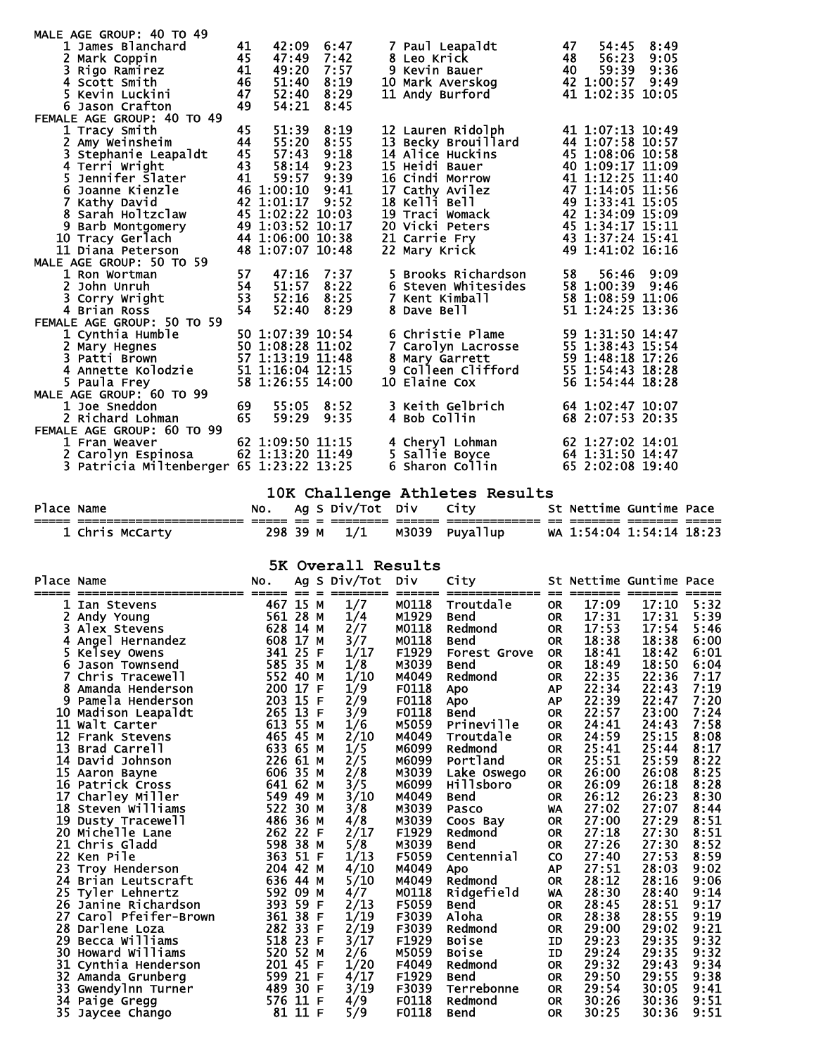MALE AGE GROUP: 40 TO 49

| Place | Name | Age | Time | Pace |
|---|---|---|---|---|
| 1 | James Blanchard | 41 | 42:09 | 6:47 |
| 2 | Mark Coppin | 45 | 47:49 | 7:42 |
| 3 | Rigo Ramirez | 41 | 49:20 | 7:57 |
| 4 | Scott Smith | 46 | 51:40 | 8:19 |
| 5 | Kevin Luckini | 47 | 52:40 | 8:29 |
| 6 | Jason Crafton | 49 | 54:21 | 8:45 |
| 7 | Paul Leapaldt | 47 | 54:45 | 8:49 |
| 8 | Leo Krick | 48 | 56:23 | 9:05 |
| 9 | Kevin Bauer | 40 | 59:39 | 9:36 |
| 10 | Mark Averskog | 42 | 1:00:57 | 9:49 |
| 11 | Andy Burford | 41 | 1:02:35 | 10:05 |

FEMALE AGE GROUP: 40 TO 49

| Place | Name | Age | Time | Pace |
|---|---|---|---|---|
| 1 | Tracy Smith | 45 | 51:39 | 8:19 |
| 2 | Amy Weinsheim | 44 | 55:20 | 8:55 |
| 3 | Stephanie Leapaldt | 45 | 57:43 | 9:18 |
| 4 | Terri Wright | 43 | 58:14 | 9:23 |
| 5 | Jennifer Slater | 41 | 59:57 | 9:39 |
| 6 | Joanne Kienzle | 46 | 1:00:10 | 9:41 |
| 7 | Kathy David | 42 | 1:01:17 | 9:52 |
| 8 | Sarah Holtzclaw | 45 | 1:02:22 | 10:03 |
| 9 | Barb Montgomery | 49 | 1:03:52 | 10:17 |
| 10 | Tracy Gerlach | 44 | 1:06:00 | 10:38 |
| 11 | Diana Peterson | 48 | 1:07:07 | 10:48 |
| 12 | Lauren Ridolph | 41 | 1:07:13 | 10:49 |
| 13 | Becky Brouillard | 44 | 1:07:58 | 10:57 |
| 14 | Alice Huckins | 45 | 1:08:06 | 10:58 |
| 15 | Heidi Bauer | 40 | 1:09:17 | 11:09 |
| 16 | Cindi Morrow | 41 | 1:12:25 | 11:40 |
| 17 | Cathy Avilez | 47 | 1:14:05 | 11:56 |
| 18 | Kelli Bell | 49 | 1:33:41 | 15:05 |
| 19 | Traci Womack | 42 | 1:34:09 | 15:09 |
| 20 | Vicki Peters | 45 | 1:34:17 | 15:11 |
| 21 | Carrie Fry | 43 | 1:37:24 | 15:41 |
| 22 | Mary Krick | 49 | 1:41:02 | 16:16 |

MALE AGE GROUP: 50 TO 59

| Place | Name | Age | Time | Pace |
|---|---|---|---|---|
| 1 | Ron Wortman | 57 | 47:16 | 7:37 |
| 2 | John Unruh | 54 | 51:57 | 8:22 |
| 3 | Corry Wright | 53 | 52:16 | 8:25 |
| 4 | Brian Ross | 54 | 52:40 | 8:29 |
| 5 | Brooks Richardson | 58 | 56:46 | 9:09 |
| 6 | Steven Whitesides | 58 | 1:00:39 | 9:46 |
| 7 | Kent Kimball | 58 | 1:08:59 | 11:06 |
| 8 | Dave Bell | 51 | 1:24:25 | 13:36 |

FEMALE AGE GROUP: 50 TO 59

| Place | Name | Age | Time | Pace |
|---|---|---|---|---|
| 1 | Cynthia Humble | 50 | 1:07:39 | 10:54 |
| 2 | Mary Hegnes | 50 | 1:08:28 | 11:02 |
| 3 | Patti Brown | 57 | 1:13:19 | 11:48 |
| 4 | Annette Kolodzie | 51 | 1:16:04 | 12:15 |
| 5 | Paula Frey | 58 | 1:26:55 | 14:00 |
| 6 | Christie Plame | 59 | 1:31:50 | 14:47 |
| 7 | Carolyn Lacrosse | 55 | 1:38:43 | 15:54 |
| 8 | Mary Garrett | 59 | 1:48:18 | 17:26 |
| 9 | Colleen Clifford | 55 | 1:54:43 | 18:28 |
| 10 | Elaine Cox | 56 | 1:54:44 | 18:28 |

MALE AGE GROUP: 60 TO 99

| Place | Name | Age | Time | Pace |
|---|---|---|---|---|
| 1 | Joe Sneddon | 69 | 55:05 | 8:52 |
| 2 | Richard Lohman | 65 | 59:29 | 9:35 |
| 3 | Keith Gelbrich | 64 | 1:02:47 | 10:07 |
| 4 | Bob Collin | 68 | 2:07:53 | 20:35 |

FEMALE AGE GROUP: 60 TO 99

| Place | Name | Age | Time | Pace |
|---|---|---|---|---|
| 1 | Fran Weaver | 62 | 1:09:50 | 11:15 |
| 2 | Carolyn Espinosa | 62 | 1:13:20 | 11:49 |
| 3 | Patricia Miltenberger | 65 | 1:23:22 | 13:25 |
| 4 | Cheryl Lohman | 62 | 1:27:02 | 14:01 |
| 5 | Sallie Boyce | 64 | 1:31:50 | 14:47 |
| 6 | Sharon Collin | 65 | 2:02:08 | 19:40 |

## 10K Challenge Athletes Results

| Place | Name | No. | Ag | S | Div/Tot | Div | City | St | Nettime | Guntime | Pace |
|---|---|---|---|---|---|---|---|---|---|---|---|
| 1 | Chris McCarty | 298 | 39 | M | 1/1 | M3039 | Puyallup | WA | 1:54:04 | 1:54:14 | 18:23 |

## 5K Overall Results

| Place | Name | No. | Ag | S | Div/Tot | Div | City | St | Nettime | Guntime | Pace |
|---|---|---|---|---|---|---|---|---|---|---|---|
| 1 | Ian Stevens | 467 | 15 | M | 1/7 | M0118 | Troutdale | OR | 17:09 | 17:10 | 5:32 |
| 2 | Andy Young | 561 | 28 | M | 1/4 | M1929 | Bend | OR | 17:31 | 17:31 | 5:39 |
| 3 | Alex Stevens | 628 | 14 | M | 2/7 | M0118 | Redmond | OR | 17:53 | 17:54 | 5:46 |
| 4 | Angel Hernandez | 608 | 17 | M | 3/7 | M0118 | Bend | OR | 18:38 | 18:38 | 6:00 |
| 5 | Kelsey Owens | 341 | 25 | F | 1/17 | F1929 | Forest Grove | OR | 18:41 | 18:42 | 6:01 |
| 6 | Jason Townsend | 585 | 35 | M | 1/8 | M3039 | Bend | OR | 18:49 | 18:50 | 6:04 |
| 7 | Chris Tracewell | 552 | 40 | M | 1/10 | M4049 | Redmond | OR | 22:35 | 22:36 | 7:17 |
| 8 | Amanda Henderson | 200 | 17 | F | 1/9 | F0118 | Apo | AP | 22:34 | 22:43 | 7:19 |
| 9 | Pamela Henderson | 203 | 15 | F | 2/9 | F0118 | Apo | AP | 22:39 | 22:47 | 7:20 |
| 10 | Madison Leapaldt | 265 | 13 | F | 3/9 | F0118 | Bend | OR | 22:57 | 23:00 | 7:24 |
| 11 | Walt Carter | 613 | 55 | M | 1/6 | M5059 | Prineville | OR | 24:41 | 24:43 | 7:58 |
| 12 | Frank Stevens | 465 | 45 | M | 2/10 | M4049 | Troutdale | OR | 24:59 | 25:15 | 8:08 |
| 13 | Brad Carrell | 633 | 65 | M | 1/5 | M6099 | Redmond | OR | 25:41 | 25:44 | 8:17 |
| 14 | David Johnson | 226 | 61 | M | 2/5 | M6099 | Portland | OR | 25:51 | 25:59 | 8:22 |
| 15 | Aaron Bayne | 606 | 35 | M | 2/8 | M3039 | Lake Oswego | OR | 26:00 | 26:08 | 8:25 |
| 16 | Patrick Cross | 641 | 62 | M | 3/5 | M6099 | Hillsboro | OR | 26:09 | 26:18 | 8:28 |
| 17 | Charley Miller | 549 | 49 | M | 3/10 | M4049 | Bend | OR | 26:12 | 26:23 | 8:30 |
| 18 | Steven Williams | 522 | 30 | M | 3/8 | M3039 | Pasco | WA | 27:02 | 27:07 | 8:44 |
| 19 | Dusty Tracewell | 486 | 36 | M | 4/8 | M3039 | Coos Bay | OR | 27:00 | 27:29 | 8:51 |
| 20 | Michelle Lane | 262 | 22 | F | 2/17 | F1929 | Redmond | OR | 27:18 | 27:30 | 8:51 |
| 21 | Chris Gladd | 598 | 38 | M | 5/8 | M3039 | Bend | OR | 27:26 | 27:30 | 8:52 |
| 22 | Ken Pile | 363 | 51 | F | 1/13 | F5059 | Centennial | CO | 27:40 | 27:53 | 8:59 |
| 23 | Troy Henderson | 204 | 42 | M | 4/10 | M4049 | Apo | AP | 27:51 | 28:03 | 9:02 |
| 24 | Brian Leutscraft | 636 | 44 | M | 5/10 | M4049 | Redmond | OR | 28:12 | 28:16 | 9:06 |
| 25 | Tyler Lehnertz | 592 | 09 | M | 4/7 | M0118 | Ridgefield | WA | 28:30 | 28:40 | 9:14 |
| 26 | Janine Richardson | 393 | 59 | F | 2/13 | F5059 | Bend | OR | 28:45 | 28:51 | 9:17 |
| 27 | Carol Pfeifer-Brown | 361 | 38 | F | 1/19 | F3039 | Aloha | OR | 28:38 | 28:55 | 9:19 |
| 28 | Darlene Loza | 282 | 33 | F | 2/19 | F3039 | Redmond | OR | 29:00 | 29:02 | 9:21 |
| 29 | Becca Williams | 518 | 23 | F | 3/17 | F1929 | Boise | ID | 29:23 | 29:35 | 9:32 |
| 30 | Howard Williams | 520 | 52 | M | 2/6 | M5059 | Boise | ID | 29:24 | 29:35 | 9:32 |
| 31 | Cynthia Henderson | 201 | 45 | F | 1/20 | F4049 | Redmond | OR | 29:32 | 29:43 | 9:34 |
| 32 | Amanda Grunberg | 599 | 21 | F | 4/17 | F1929 | Bend | OR | 29:50 | 29:55 | 9:38 |
| 33 | Gwendylnn Turner | 489 | 30 | F | 3/19 | F3039 | Terrebonne | OR | 29:54 | 30:05 | 9:41 |
| 34 | Paige Gregg | 576 | 11 | F | 4/9 | F0118 | Redmond | OR | 30:26 | 30:36 | 9:51 |
| 35 | Jaycee Chango | 81 | 11 | F | 5/9 | F0118 | Bend | OR | 30:25 | 30:36 | 9:51 |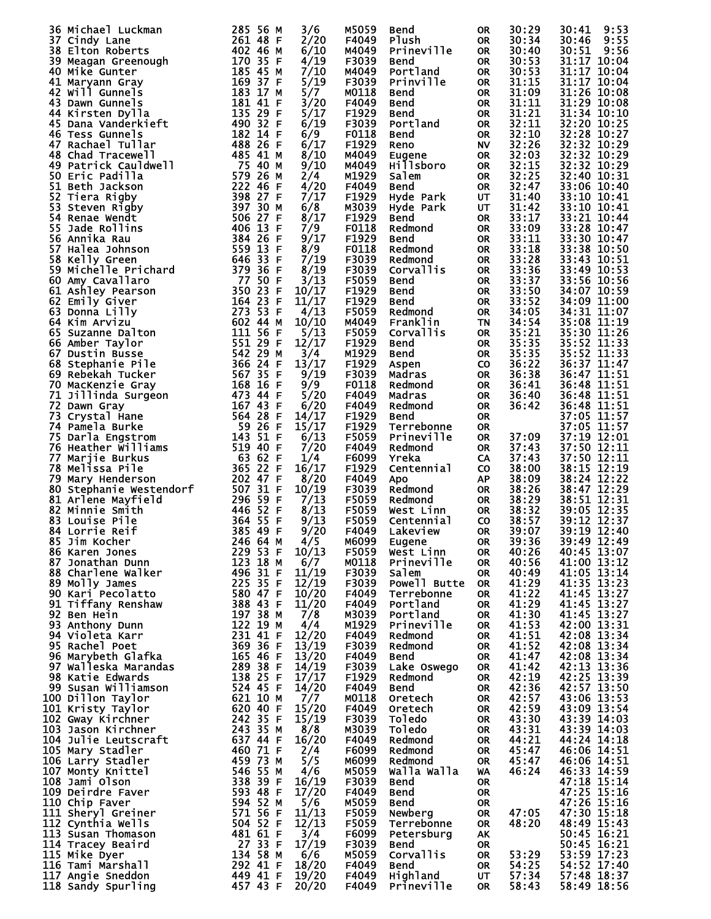| Place | Name | Bib | Age | Sex | Div Place | Division | City | State | Chip Time | Gun Time | Pace |
|---|---|---|---|---|---|---|---|---|---|---|---|
| 36 | Michael Luckman | 285 | 56 | M | 3/6 | M5059 | Bend | OR | 30:29 | 30:41 | 9:53 |
| 37 | Cindy Lane | 261 | 48 | F | 2/20 | F4049 | Plush | OR | 30:34 | 30:46 | 9:55 |
| 38 | Elton Roberts | 402 | 46 | M | 6/10 | M4049 | Prineville | OR | 30:40 | 30:51 | 9:56 |
| 39 | Meagan Greenough | 170 | 35 | F | 4/19 | F3039 | Bend | OR | 30:53 | 31:17 | 10:04 |
| 40 | Mike Gunter | 185 | 45 | M | 7/10 | M4049 | Portland | OR | 30:53 | 31:17 | 10:04 |
| 41 | Maryann Gray | 169 | 37 | F | 5/19 | F3039 | Prinville | OR | 31:15 | 31:17 | 10:04 |
| 42 | Will Gunnels | 183 | 17 | M | 5/7 | M0118 | Bend | OR | 31:09 | 31:26 | 10:08 |
| 43 | Dawn Gunnels | 181 | 41 | F | 3/20 | F4049 | Bend | OR | 31:11 | 31:29 | 10:08 |
| 44 | Kirsten Dylla | 135 | 29 | F | 5/17 | F1929 | Bend | OR | 31:21 | 31:34 | 10:10 |
| 45 | Dana Vanderkieft | 490 | 32 | F | 6/19 | F3039 | Portland | OR | 32:11 | 32:20 | 10:25 |
| 46 | Tess Gunnels | 182 | 14 | F | 6/9 | F0118 | Bend | OR | 32:10 | 32:28 | 10:27 |
| 47 | Rachael Tullar | 488 | 26 | F | 6/17 | F1929 | Reno | NV | 32:26 | 32:32 | 10:29 |
| 48 | Chad Tracewell | 485 | 41 | M | 8/10 | M4049 | Eugene | OR | 32:03 | 32:32 | 10:29 |
| 49 | Patrick Cauldwell | 75 | 40 | M | 9/10 | M4049 | Hillsboro | OR | 32:15 | 32:32 | 10:29 |
| 50 | Eric Padilla | 579 | 26 | M | 2/4 | M1929 | Salem | OR | 32:25 | 32:40 | 10:31 |
| 51 | Beth Jackson | 222 | 46 | F | 4/20 | F4049 | Bend | OR | 32:47 | 33:06 | 10:40 |
| 52 | Tiera Rigby | 398 | 27 | F | 7/17 | F1929 | Hyde Park | UT | 31:40 | 33:10 | 10:41 |
| 53 | Steven Rigby | 397 | 30 | M | 6/8 | M3039 | Hyde Park | UT | 31:42 | 33:10 | 10:41 |
| 54 | Renae Wendt | 506 | 27 | F | 8/17 | F1929 | Bend | OR | 33:17 | 33:21 | 10:44 |
| 55 | Jade Rollins | 406 | 13 | F | 7/9 | F0118 | Redmond | OR | 33:09 | 33:28 | 10:47 |
| 56 | Annika Rau | 384 | 26 | F | 9/17 | F1929 | Bend | OR | 33:11 | 33:30 | 10:47 |
| 57 | Halea Johnson | 559 | 13 | F | 8/9 | F0118 | Redmond | OR | 33:18 | 33:38 | 10:50 |
| 58 | Kelly Green | 646 | 33 | F | 7/19 | F3039 | Redmond | OR | 33:28 | 33:43 | 10:51 |
| 59 | Michelle Prichard | 379 | 36 | F | 8/19 | F3039 | Corvallis | OR | 33:36 | 33:49 | 10:53 |
| 60 | Amy Cavallaro | 77 | 50 | F | 3/13 | F5059 | Bend | OR | 33:37 | 33:56 | 10:56 |
| 61 | Ashley Pearson | 350 | 23 | F | 10/17 | F1929 | Bend | OR | 33:50 | 34:07 | 10:59 |
| 62 | Emily Giver | 164 | 23 | F | 11/17 | F1929 | Bend | OR | 33:52 | 34:09 | 11:00 |
| 63 | Donna Lilly | 273 | 53 | F | 4/13 | F5059 | Redmond | OR | 34:05 | 34:31 | 11:07 |
| 64 | Kim Arvizu | 602 | 44 | M | 10/10 | M4049 | Franklin | TN | 34:54 | 35:08 | 11:19 |
| 65 | Suzanne Dalton | 111 | 56 | F | 5/13 | F5059 | Corvallis | OR | 35:21 | 35:30 | 11:26 |
| 66 | Amber Taylor | 551 | 29 | F | 12/17 | F1929 | Bend | OR | 35:35 | 35:52 | 11:33 |
| 67 | Dustin Busse | 542 | 29 | M | 3/4 | M1929 | Bend | OR | 35:35 | 35:52 | 11:33 |
| 68 | Stephanie Pile | 366 | 24 | F | 13/17 | F1929 | Aspen | CO | 36:22 | 36:37 | 11:47 |
| 69 | Rebekah Tucker | 567 | 35 | F | 9/19 | F3039 | Madras | OR | 36:38 | 36:47 | 11:51 |
| 70 | MacKenzie Gray | 168 | 16 | F | 9/9 | F0118 | Redmond | OR | 36:41 | 36:48 | 11:51 |
| 71 | Jillinda Surgeon | 473 | 44 | F | 5/20 | F4049 | Madras | OR | 36:40 | 36:48 | 11:51 |
| 72 | Dawn Gray | 167 | 43 | F | 6/20 | F4049 | Redmond | OR | 36:42 | 36:48 | 11:51 |
| 73 | Crystal Hane | 564 | 28 | F | 14/17 | F1929 | Bend | OR | | 37:05 | 11:57 |
| 74 | Pamela Burke | 59 | 26 | F | 15/17 | F1929 | Terrebonne | OR | | 37:05 | 11:57 |
| 75 | Darla Engstrom | 143 | 51 | F | 6/13 | F5059 | Prineville | OR | 37:09 | 37:19 | 12:01 |
| 76 | Heather Williams | 519 | 40 | F | 7/20 | F4049 | Redmond | OR | 37:43 | 37:50 | 12:11 |
| 77 | Marjie Burkus | 63 | 62 | F | 1/4 | F6099 | Yreka | CA | 37:43 | 37:50 | 12:11 |
| 78 | Melissa Pile | 365 | 22 | F | 16/17 | F1929 | Centennial | CO | 38:00 | 38:15 | 12:19 |
| 79 | Mary Henderson | 202 | 47 | F | 8/20 | F4049 | Apo | AP | 38:09 | 38:24 | 12:22 |
| 80 | Stephanie Westendorf | 507 | 31 | F | 10/19 | F3039 | Redmond | OR | 38:26 | 38:47 | 12:29 |
| 81 | Arlene Mayfield | 296 | 59 | F | 7/13 | F5059 | Redmond | OR | 38:29 | 38:51 | 12:31 |
| 82 | Minnie Smith | 446 | 52 | F | 8/13 | F5059 | West Linn | OR | 38:32 | 39:05 | 12:35 |
| 83 | Louise Pile | 364 | 55 | F | 9/13 | F5059 | Centennial | CO | 38:57 | 39:12 | 12:37 |
| 84 | Lorrie Reif | 385 | 49 | F | 9/20 | F4049 | Lakeview | OR | 39:07 | 39:19 | 12:40 |
| 85 | Jim Kocher | 246 | 64 | M | 4/5 | M6099 | Eugene | OR | 39:36 | 39:49 | 12:49 |
| 86 | Karen Jones | 229 | 53 | F | 10/13 | F5059 | West Linn | OR | 40:26 | 40:45 | 13:07 |
| 87 | Jonathan Dunn | 123 | 18 | M | 6/7 | M0118 | Prineville | OR | 40:56 | 41:00 | 13:12 |
| 88 | Charlene Walker | 496 | 31 | F | 11/19 | F3039 | Salem | OR | 40:49 | 41:05 | 13:14 |
| 89 | Molly James | 225 | 35 | F | 12/19 | F3039 | Powell Butte | OR | 41:29 | 41:35 | 13:23 |
| 90 | Kari Pecolatto | 580 | 47 | F | 10/20 | F4049 | Terrebonne | OR | 41:22 | 41:45 | 13:27 |
| 91 | Tiffany Renshaw | 388 | 43 | F | 11/20 | F4049 | Portland | OR | 41:29 | 41:45 | 13:27 |
| 92 | Ben Hein | 197 | 38 | M | 7/8 | M3039 | Portland | OR | 41:30 | 41:45 | 13:27 |
| 93 | Anthony Dunn | 122 | 19 | M | 4/4 | M1929 | Prineville | OR | 41:53 | 42:00 | 13:31 |
| 94 | Violeta Karr | 231 | 41 | F | 12/20 | F4049 | Redmond | OR | 41:51 | 42:08 | 13:34 |
| 95 | Rachel Poet | 369 | 36 | F | 13/19 | F3039 | Redmond | OR | 41:52 | 42:08 | 13:34 |
| 96 | Marybeth Glafka | 165 | 46 | F | 13/20 | F4049 | Bend | OR | 41:47 | 42:08 | 13:34 |
| 97 | Walleska Marandas | 289 | 38 | F | 14/19 | F3039 | Lake Oswego | OR | 41:42 | 42:13 | 13:36 |
| 98 | Katie Edwards | 138 | 25 | F | 17/17 | F1929 | Redmond | OR | 42:19 | 42:25 | 13:39 |
| 99 | Susan Williamson | 524 | 45 | F | 14/20 | F4049 | Bend | OR | 42:36 | 42:57 | 13:50 |
| 100 | Dillon Taylor | 621 | 10 | M | 7/7 | M0118 | Oretech | OR | 42:57 | 43:06 | 13:53 |
| 101 | Kristy Taylor | 620 | 40 | F | 15/20 | F4049 | Oretech | OR | 42:59 | 43:09 | 13:54 |
| 102 | Gway Kirchner | 242 | 35 | F | 15/19 | F3039 | Toledo | OR | 43:30 | 43:39 | 14:03 |
| 103 | Jason Kirchner | 243 | 35 | M | 8/8 | M3039 | Toledo | OR | 43:31 | 43:39 | 14:03 |
| 104 | Julie Leutscraft | 637 | 44 | F | 16/20 | F4049 | Redmond | OR | 44:21 | 44:24 | 14:18 |
| 105 | Mary Stadler | 460 | 71 | F | 2/4 | F6099 | Redmond | OR | 45:47 | 46:06 | 14:51 |
| 106 | Larry Stadler | 459 | 73 | M | 5/5 | M6099 | Redmond | OR | 45:47 | 46:06 | 14:51 |
| 107 | Monty Knittel | 546 | 55 | M | 4/6 | M5059 | Walla Walla | WA | 46:24 | 46:33 | 14:59 |
| 108 | Jami Olson | 338 | 39 | F | 16/19 | F3039 | Bend | OR | | 47:18 | 15:14 |
| 109 | Deirdre Faver | 593 | 48 | F | 17/20 | F4049 | Bend | OR | | 47:25 | 15:16 |
| 110 | Chip Faver | 594 | 52 | M | 5/6 | M5059 | Bend | OR | | 47:26 | 15:16 |
| 111 | Sheryl Greiner | 571 | 56 | F | 11/13 | F5059 | Newberg | OR | 47:05 | 47:30 | 15:18 |
| 112 | Cynthia Wells | 504 | 52 | F | 12/13 | F5059 | Terrebonne | OR | 48:20 | 48:49 | 15:43 |
| 113 | Susan Thomason | 481 | 61 | F | 3/4 | F6099 | Petersburg | AK | | 50:45 | 16:21 |
| 114 | Tracey Beaird | 27 | 33 | F | 17/19 | F3039 | Bend | OR | | 50:45 | 16:21 |
| 115 | Mike Dyer | 134 | 58 | M | 6/6 | M5059 | Corvallis | OR | 53:29 | 53:59 | 17:23 |
| 116 | Tami Marshall | 292 | 41 | F | 18/20 | F4049 | Bend | OR | 54:25 | 54:52 | 17:40 |
| 117 | Angie Sneddon | 449 | 41 | F | 19/20 | F4049 | Highland | UT | 57:34 | 57:48 | 18:37 |
| 118 | Sandy Spurling | 457 | 43 | F | 20/20 | F4049 | Prineville | OR | 58:43 | 58:49 | 18:56 |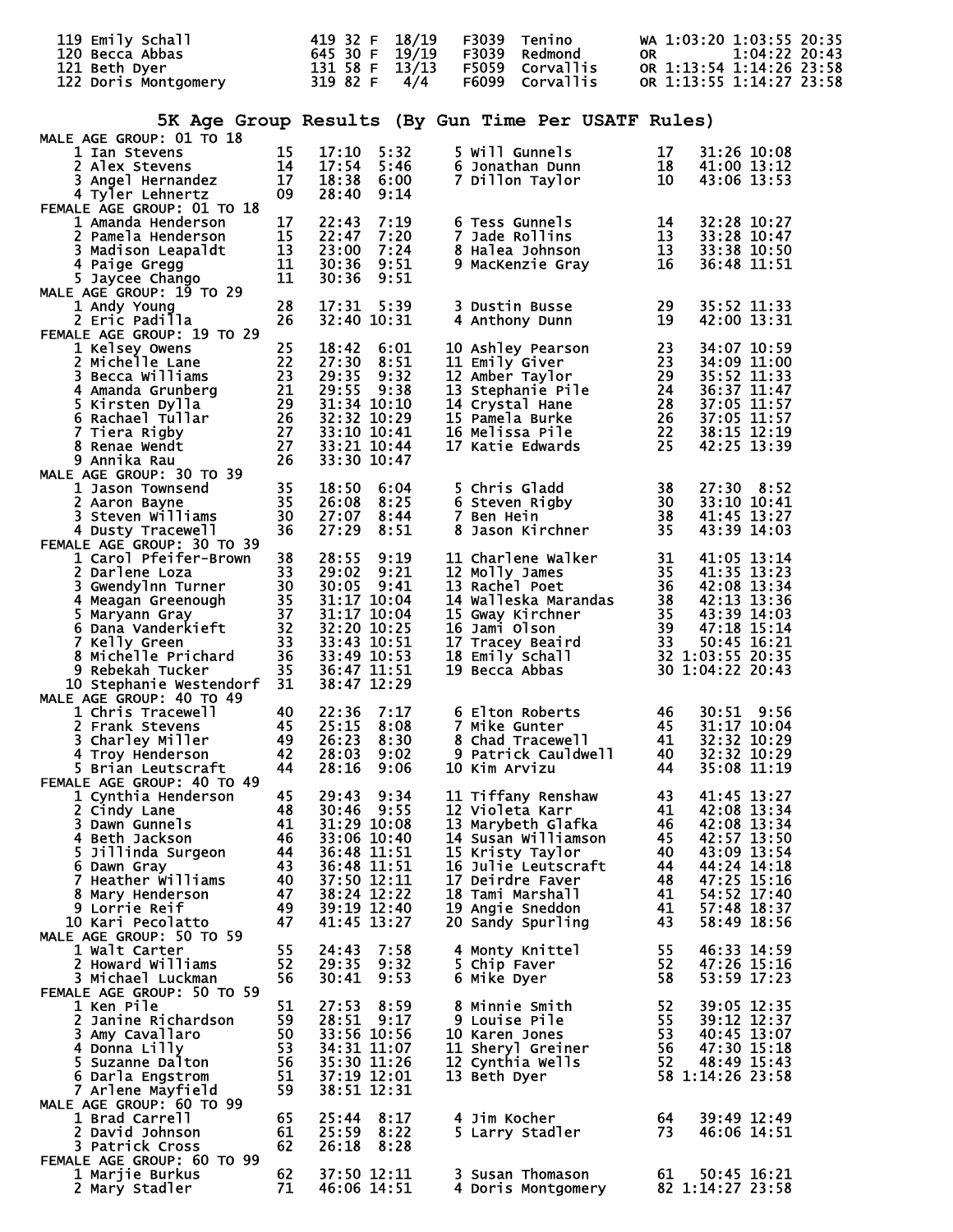| | | | | | | | | | | |
|---|---|---|---|---|---|---|---|---|---|---|
| 119 | Emily Schall | 419 | 32 | F | 18/19 | F3039 | Tenino | WA | 1:03:20 | 1:03:55 | 20:35 |
| 120 | Becca Abbas | 645 | 30 | F | 19/19 | F3039 | Redmond | OR | | 1:04:22 | 20:43 |
| 121 | Beth Dyer | 131 | 58 | F | 13/13 | F5059 | Corvallis | OR | 1:13:54 | 1:14:26 | 23:58 |
| 122 | Doris Montgomery | 319 | 82 | F | 4/4 | F6099 | Corvallis | OR | 1:13:55 | 1:14:27 | 23:58 |

## 5K Age Group Results (By Gun Time Per USATF Rules)

MALE AGE GROUP: 01 TO 18

| | | | | |
|---|---|---|---|---|
| 1 | Ian Stevens | 15 | 17:10 | 5:32 |
| 2 | Alex Stevens | 14 | 17:54 | 5:46 |
| 3 | Angel Hernandez | 17 | 18:38 | 6:00 |
| 4 | Tyler Lehnertz | 09 | 28:40 | 9:14 |
| 5 | Will Gunnels | 17 | 31:26 | 10:08 |
| 6 | Jonathan Dunn | 18 | 41:00 | 13:12 |
| 7 | Dillon Taylor | 10 | 43:06 | 13:53 |

FEMALE AGE GROUP: 01 TO 18

| | | | | |
|---|---|---|---|---|
| 1 | Amanda Henderson | 17 | 22:43 | 7:19 |
| 2 | Pamela Henderson | 15 | 22:47 | 7:20 |
| 3 | Madison Leapaldt | 13 | 23:00 | 7:24 |
| 4 | Paige Gregg | 11 | 30:36 | 9:51 |
| 5 | Jaycee Chango | 11 | 30:36 | 9:51 |
| 6 | Tess Gunnels | 14 | 32:28 | 10:27 |
| 7 | Jade Rollins | 13 | 33:28 | 10:47 |
| 8 | Halea Johnson | 13 | 33:38 | 10:50 |
| 9 | MacKenzie Gray | 16 | 36:48 | 11:51 |

MALE AGE GROUP: 19 TO 29

| | | | | |
|---|---|---|---|---|
| 1 | Andy Young | 28 | 17:31 | 5:39 |
| 2 | Eric Padilla | 26 | 32:40 | 10:31 |
| 3 | Dustin Busse | 29 | 35:52 | 11:33 |
| 4 | Anthony Dunn | 19 | 42:00 | 13:31 |

FEMALE AGE GROUP: 19 TO 29

| | | | | |
|---|---|---|---|---|
| 1 | Kelsey Owens | 25 | 18:42 | 6:01 |
| 2 | Michelle Lane | 22 | 27:30 | 8:51 |
| 3 | Becca Williams | 23 | 29:35 | 9:32 |
| 4 | Amanda Grunberg | 21 | 29:55 | 9:38 |
| 5 | Kirsten Dylla | 29 | 31:34 | 10:10 |
| 6 | Rachael Tullar | 26 | 32:32 | 10:29 |
| 7 | Tiera Rigby | 27 | 33:10 | 10:41 |
| 8 | Renae Wendt | 27 | 33:21 | 10:44 |
| 9 | Annika Rau | 26 | 33:30 | 10:47 |
| 10 | Ashley Pearson | 23 | 34:07 | 10:59 |
| 11 | Emily Giver | 23 | 34:09 | 11:00 |
| 12 | Amber Taylor | 29 | 35:52 | 11:33 |
| 13 | Stephanie Pile | 24 | 36:37 | 11:47 |
| 14 | Crystal Hane | 28 | 37:05 | 11:57 |
| 15 | Pamela Burke | 26 | 37:05 | 11:57 |
| 16 | Melissa Pile | 22 | 38:15 | 12:19 |
| 17 | Katie Edwards | 25 | 42:25 | 13:39 |

MALE AGE GROUP: 30 TO 39

| | | | | |
|---|---|---|---|---|
| 1 | Jason Townsend | 35 | 18:50 | 6:04 |
| 2 | Aaron Bayne | 35 | 26:08 | 8:25 |
| 3 | Steven Williams | 30 | 27:07 | 8:44 |
| 4 | Dusty Tracewell | 36 | 27:29 | 8:51 |
| 5 | Chris Gladd | 38 | 27:30 | 8:52 |
| 6 | Steven Rigby | 30 | 33:10 | 10:41 |
| 7 | Ben Hein | 38 | 41:45 | 13:27 |
| 8 | Jason Kirchner | 35 | 43:39 | 14:03 |

FEMALE AGE GROUP: 30 TO 39

| | | | | |
|---|---|---|---|---|
| 1 | Carol Pfeifer-Brown | 38 | 28:55 | 9:19 |
| 2 | Darlene Loza | 33 | 29:02 | 9:21 |
| 3 | Gwendylnn Turner | 30 | 30:05 | 9:41 |
| 4 | Meagan Greenough | 35 | 31:17 | 10:04 |
| 5 | Maryann Gray | 37 | 31:17 | 10:04 |
| 6 | Dana Vanderkieft | 32 | 32:20 | 10:25 |
| 7 | Kelly Green | 33 | 33:43 | 10:51 |
| 8 | Michelle Prichard | 36 | 33:49 | 10:53 |
| 9 | Rebekah Tucker | 35 | 36:47 | 11:51 |
| 10 | Stephanie Westendorf | 31 | 38:47 | 12:29 |
| 11 | Charlene Walker | 31 | 41:05 | 13:14 |
| 12 | Molly James | 35 | 41:35 | 13:23 |
| 13 | Rachel Poet | 36 | 42:08 | 13:34 |
| 14 | Walleska Marandas | 38 | 42:13 | 13:36 |
| 15 | Gway Kirchner | 35 | 43:39 | 14:03 |
| 16 | Jami Olson | 39 | 47:18 | 15:14 |
| 17 | Tracey Beaird | 33 | 50:45 | 16:21 |
| 18 | Emily Schall | 32 | 1:03:55 | 20:35 |
| 19 | Becca Abbas | 30 | 1:04:22 | 20:43 |

MALE AGE GROUP: 40 TO 49

| | | | | |
|---|---|---|---|---|
| 1 | Chris Tracewell | 40 | 22:36 | 7:17 |
| 2 | Frank Stevens | 45 | 25:15 | 8:08 |
| 3 | Charley Miller | 49 | 26:23 | 8:30 |
| 4 | Troy Henderson | 42 | 28:03 | 9:02 |
| 5 | Brian Leutscraft | 44 | 28:16 | 9:06 |
| 6 | Elton Roberts | 46 | 30:51 | 9:56 |
| 7 | Mike Gunter | 45 | 31:17 | 10:04 |
| 8 | Chad Tracewell | 41 | 32:32 | 10:29 |
| 9 | Patrick Cauldwell | 40 | 32:32 | 10:29 |
| 10 | Kim Arvizu | 44 | 35:08 | 11:19 |

FEMALE AGE GROUP: 40 TO 49

| | | | | |
|---|---|---|---|---|
| 1 | Cynthia Henderson | 45 | 29:43 | 9:34 |
| 2 | Cindy Lane | 48 | 30:46 | 9:55 |
| 3 | Dawn Gunnels | 41 | 31:29 | 10:08 |
| 4 | Beth Jackson | 46 | 33:06 | 10:40 |
| 5 | Jillinda Surgeon | 44 | 36:48 | 11:51 |
| 6 | Dawn Gray | 43 | 36:48 | 11:51 |
| 7 | Heather Williams | 40 | 37:50 | 12:11 |
| 8 | Mary Henderson | 47 | 38:24 | 12:22 |
| 9 | Lorrie Reif | 49 | 39:19 | 12:40 |
| 10 | Kari Pecolatto | 47 | 41:45 | 13:27 |
| 11 | Tiffany Renshaw | 43 | 41:45 | 13:27 |
| 12 | Violeta Karr | 41 | 42:08 | 13:34 |
| 13 | Marybeth Glafka | 46 | 42:08 | 13:34 |
| 14 | Susan Williamson | 45 | 42:57 | 13:50 |
| 15 | Kristy Taylor | 40 | 43:09 | 13:54 |
| 16 | Julie Leutscraft | 44 | 44:24 | 14:18 |
| 17 | Deirdre Faver | 48 | 47:25 | 15:16 |
| 18 | Tami Marshall | 41 | 54:52 | 17:40 |
| 19 | Angie Sneddon | 41 | 57:48 | 18:37 |
| 20 | Sandy Spurling | 43 | 58:49 | 18:56 |

MALE AGE GROUP: 50 TO 59

| | | | | |
|---|---|---|---|---|
| 1 | Walt Carter | 55 | 24:43 | 7:58 |
| 2 | Howard Williams | 52 | 29:35 | 9:32 |
| 3 | Michael Luckman | 56 | 30:41 | 9:53 |
| 4 | Monty Knittel | 55 | 46:33 | 14:59 |
| 5 | Chip Faver | 52 | 47:26 | 15:16 |
| 6 | Mike Dyer | 58 | 53:59 | 17:23 |

FEMALE AGE GROUP: 50 TO 59

| | | | | |
|---|---|---|---|---|
| 1 | Ken Pile | 51 | 27:53 | 8:59 |
| 2 | Janine Richardson | 59 | 28:51 | 9:17 |
| 3 | Amy Cavallaro | 50 | 33:56 | 10:56 |
| 4 | Donna Lilly | 53 | 34:31 | 11:07 |
| 5 | Suzanne Dalton | 56 | 35:30 | 11:26 |
| 6 | Darla Engstrom | 51 | 37:19 | 12:01 |
| 7 | Arlene Mayfield | 59 | 38:51 | 12:31 |
| 8 | Minnie Smith | 52 | 39:05 | 12:35 |
| 9 | Louise Pile | 55 | 39:12 | 12:37 |
| 10 | Karen Jones | 53 | 40:45 | 13:07 |
| 11 | Sheryl Greiner | 56 | 47:30 | 15:18 |
| 12 | Cynthia Wells | 52 | 48:49 | 15:43 |
| 13 | Beth Dyer | 58 | 1:14:26 | 23:58 |

MALE AGE GROUP: 60 TO 99

| | | | | |
|---|---|---|---|---|
| 1 | Brad Carrell | 65 | 25:44 | 8:17 |
| 2 | David Johnson | 61 | 25:59 | 8:22 |
| 3 | Patrick Cross | 62 | 26:18 | 8:28 |
| 4 | Jim Kocher | 64 | 39:49 | 12:49 |
| 5 | Larry Stadler | 73 | 46:06 | 14:51 |

FEMALE AGE GROUP: 60 TO 99

| | | | | |
|---|---|---|---|---|
| 1 | Marjie Burkus | 62 | 37:50 | 12:11 |
| 2 | Mary Stadler | 71 | 46:06 | 14:51 |
| 3 | Susan Thomason | 61 | 50:45 | 16:21 |
| 4 | Doris Montgomery | 82 | 1:14:27 | 23:58 |